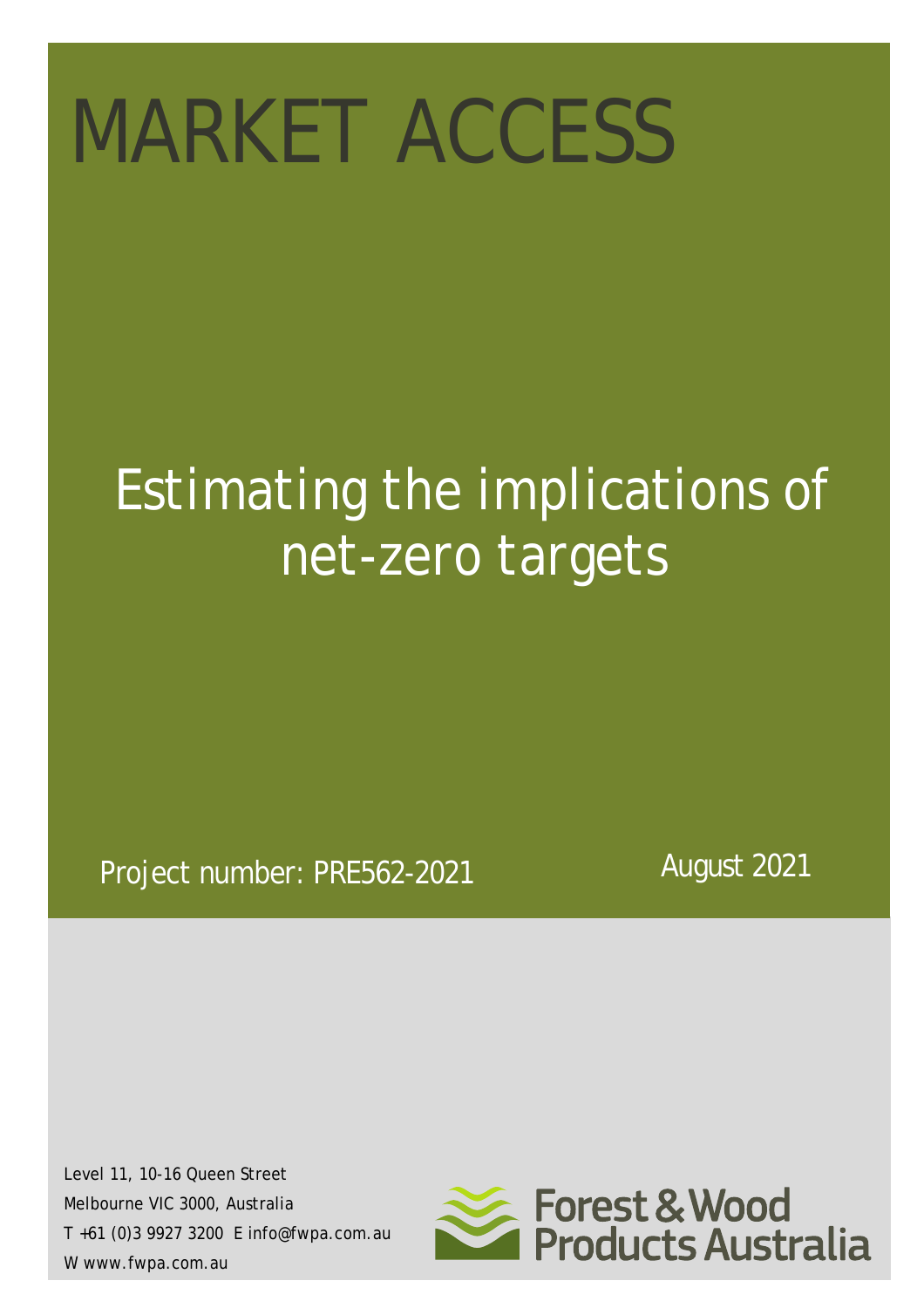# MARKET ACCESS

## Estimating the implications of net-zero targets

Project number: PRE562-2021

August 2021

Level 11, 10-16 Queen Street
Melbourne VIC 3000, Australia
T +61 (0)3 9927 3200 E info@fwpa.com.au
W www.fwpa.com.au

Forest & Wood Products Australia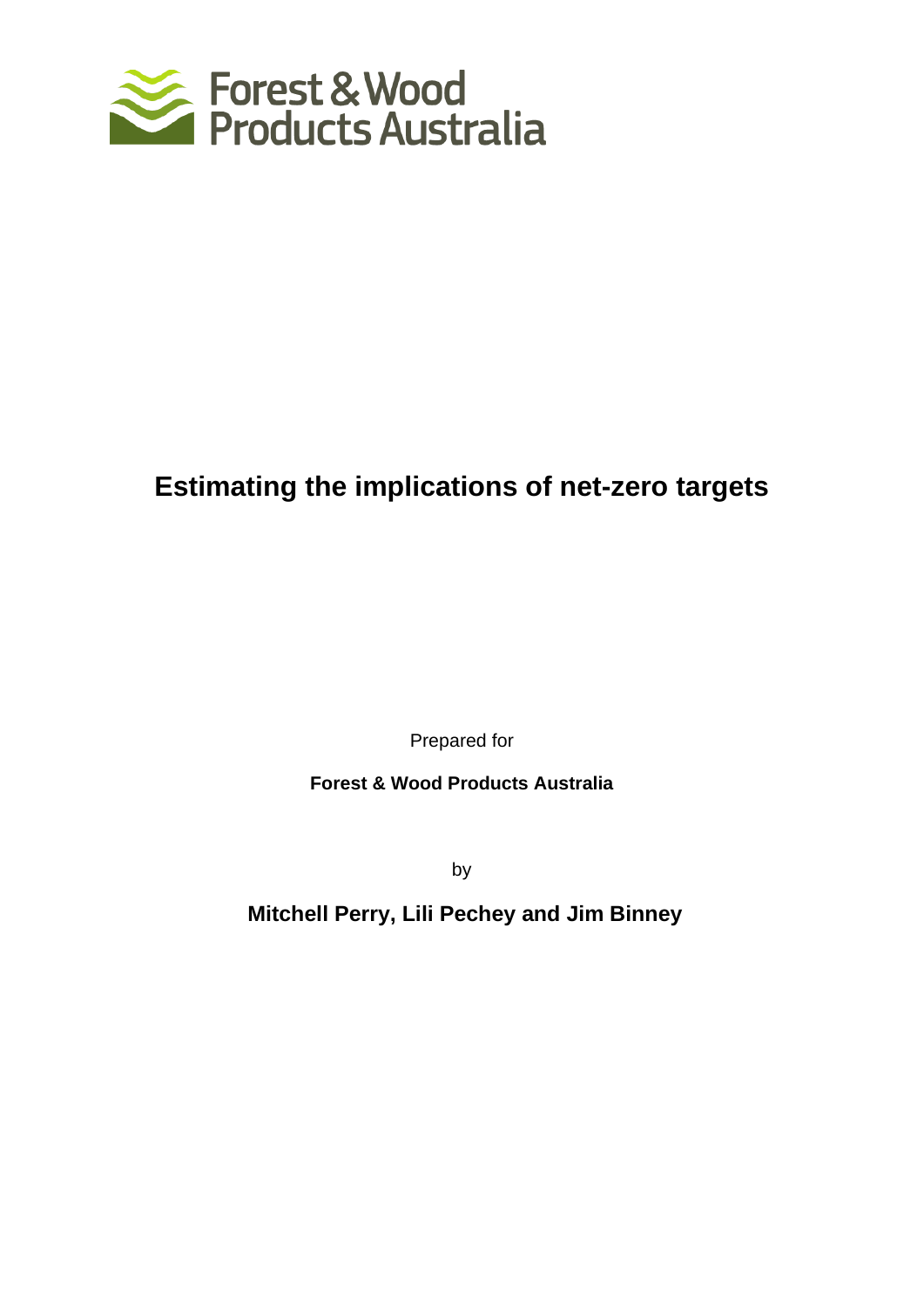Forest & Wood Products Australia

# Estimating the implications of net-zero targets

Prepared for

**Forest & Wood Products Australia**

by

**Mitchell Perry, Lili Pechey and Jim Binney**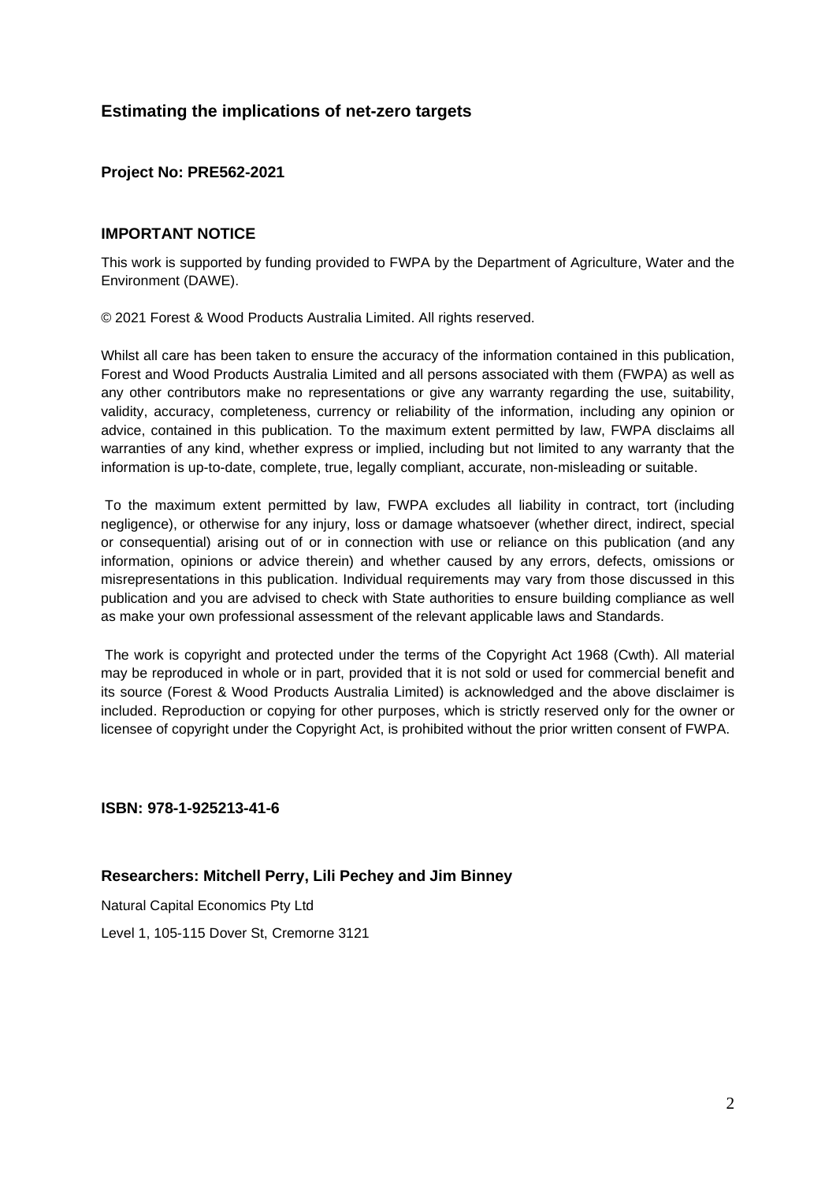## Estimating the implications of net-zero targets

### Project No: PRE562-2021

### IMPORTANT NOTICE

This work is supported by funding provided to FWPA by the Department of Agriculture, Water and the Environment (DAWE).

© 2021 Forest & Wood Products Australia Limited. All rights reserved.

Whilst all care has been taken to ensure the accuracy of the information contained in this publication, Forest and Wood Products Australia Limited and all persons associated with them (FWPA) as well as any other contributors make no representations or give any warranty regarding the use, suitability, validity, accuracy, completeness, currency or reliability of the information, including any opinion or advice, contained in this publication. To the maximum extent permitted by law, FWPA disclaims all warranties of any kind, whether express or implied, including but not limited to any warranty that the information is up-to-date, complete, true, legally compliant, accurate, non-misleading or suitable.

To the maximum extent permitted by law, FWPA excludes all liability in contract, tort (including negligence), or otherwise for any injury, loss or damage whatsoever (whether direct, indirect, special or consequential) arising out of or in connection with use or reliance on this publication (and any information, opinions or advice therein) and whether caused by any errors, defects, omissions or misrepresentations in this publication. Individual requirements may vary from those discussed in this publication and you are advised to check with State authorities to ensure building compliance as well as make your own professional assessment of the relevant applicable laws and Standards.

The work is copyright and protected under the terms of the Copyright Act 1968 (Cwth). All material may be reproduced in whole or in part, provided that it is not sold or used for commercial benefit and its source (Forest & Wood Products Australia Limited) is acknowledged and the above disclaimer is included. Reproduction or copying for other purposes, which is strictly reserved only for the owner or licensee of copyright under the Copyright Act, is prohibited without the prior written consent of FWPA.

**ISBN: 978-1-925213-41-6**

### Researchers: Mitchell Perry, Lili Pechey and Jim Binney

Natural Capital Economics Pty Ltd

Level 1, 105-115 Dover St, Cremorne 3121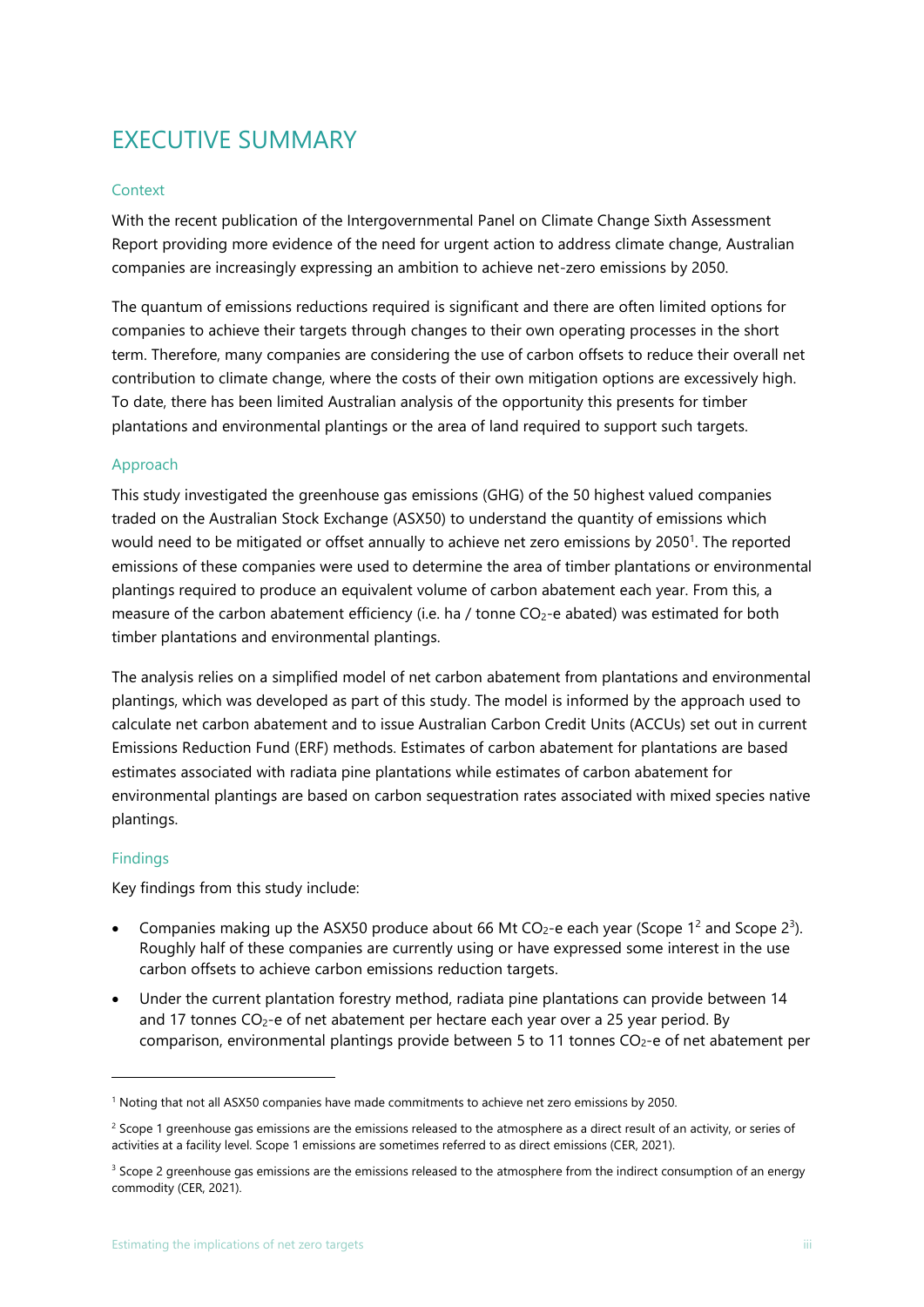# EXECUTIVE SUMMARY

## Context

With the recent publication of the Intergovernmental Panel on Climate Change Sixth Assessment Report providing more evidence of the need for urgent action to address climate change, Australian companies are increasingly expressing an ambition to achieve net-zero emissions by 2050.

The quantum of emissions reductions required is significant and there are often limited options for companies to achieve their targets through changes to their own operating processes in the short term. Therefore, many companies are considering the use of carbon offsets to reduce their overall net contribution to climate change, where the costs of their own mitigation options are excessively high. To date, there has been limited Australian analysis of the opportunity this presents for timber plantations and environmental plantings or the area of land required to support such targets.

## Approach

This study investigated the greenhouse gas emissions (GHG) of the 50 highest valued companies traded on the Australian Stock Exchange (ASX50) to understand the quantity of emissions which would need to be mitigated or offset annually to achieve net zero emissions by 2050[1]. The reported emissions of these companies were used to determine the area of timber plantations or environmental plantings required to produce an equivalent volume of carbon abatement each year. From this, a measure of the carbon abatement efficiency (i.e. ha / tonne $CO_2$-e abated) was estimated for both timber plantations and environmental plantings.

The analysis relies on a simplified model of net carbon abatement from plantations and environmental plantings, which was developed as part of this study. The model is informed by the approach used to calculate net carbon abatement and to issue Australian Carbon Credit Units (ACCUs) set out in current Emissions Reduction Fund (ERF) methods. Estimates of carbon abatement for plantations are based estimates associated with radiata pine plantations while estimates of carbon abatement for environmental plantings are based on carbon sequestration rates associated with mixed species native plantings.

## Findings

Key findings from this study include:

- Companies making up the ASX50 produce about 66 Mt $CO_2$-e each year (Scope 1[2] and Scope 2[3]). Roughly half of these companies are currently using or have expressed some interest in the use carbon offsets to achieve carbon emissions reduction targets.
- Under the current plantation forestry method, radiata pine plantations can provide between 14 and 17 tonnes $CO_2$-e of net abatement per hectare each year over a 25 year period. By comparison, environmental plantings provide between 5 to 11 tonnes $CO_2$-e of net abatement per

---

[1] Noting that not all ASX50 companies have made commitments to achieve net zero emissions by 2050.

[2] Scope 1 greenhouse gas emissions are the emissions released to the atmosphere as a direct result of an activity, or series of activities at a facility level. Scope 1 emissions are sometimes referred to as direct emissions (CER, 2021).

[3] Scope 2 greenhouse gas emissions are the emissions released to the atmosphere from the indirect consumption of an energy commodity (CER, 2021).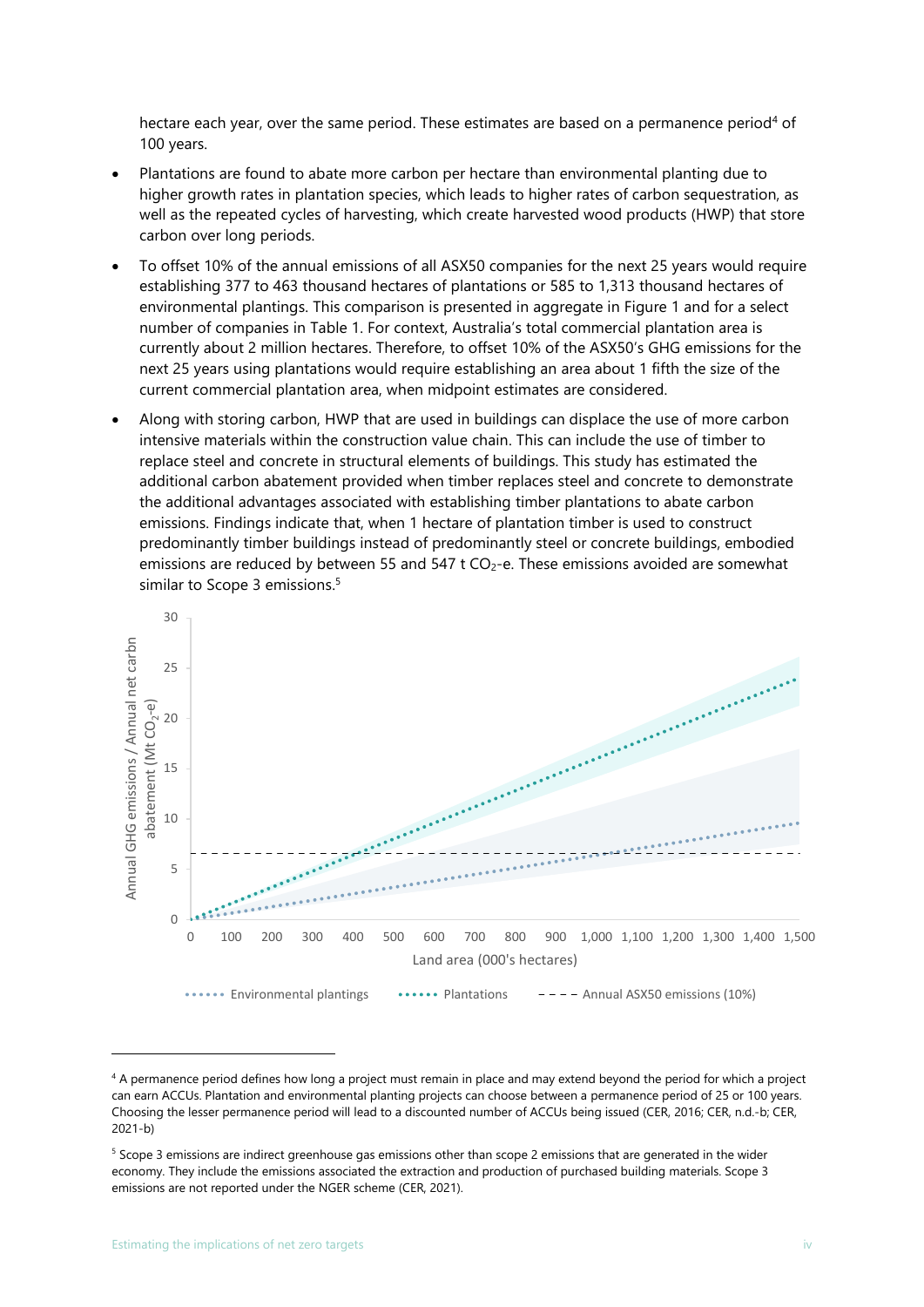hectare each year, over the same period. These estimates are based on a permanence period[4] of 100 years.

- Plantations are found to abate more carbon per hectare than environmental planting due to higher growth rates in plantation species, which leads to higher rates of carbon sequestration, as well as the repeated cycles of harvesting, which create harvested wood products (HWP) that store carbon over long periods.
- To offset 10% of the annual emissions of all ASX50 companies for the next 25 years would require establishing 377 to 463 thousand hectares of plantations or 585 to 1,313 thousand hectares of environmental plantings. This comparison is presented in aggregate in Figure 1 and for a select number of companies in Table 1. For context, Australia's total commercial plantation area is currently about 2 million hectares. Therefore, to offset 10% of the ASX50's GHG emissions for the next 25 years using plantations would require establishing an area about 1 fifth the size of the current commercial plantation area, when midpoint estimates are considered.
- Along with storing carbon, HWP that are used in buildings can displace the use of more carbon intensive materials within the construction value chain. This can include the use of timber to replace steel and concrete in structural elements of buildings. This study has estimated the additional carbon abatement provided when timber replaces steel and concrete to demonstrate the additional advantages associated with establishing timber plantations to abate carbon emissions. Findings indicate that, when 1 hectare of plantation timber is used to construct predominantly timber buildings instead of predominantly steel or concrete buildings, embodied emissions are reduced by between 55 and 547 t $CO_2$-e. These emissions avoided are somewhat similar to Scope 3 emissions.[5]

---

[4] A permanence period defines how long a project must remain in place and may extend beyond the period for which a project can earn ACCUs. Plantation and environmental planting projects can choose between a permanence period of 25 or 100 years. Choosing the lesser permanence period will lead to a discounted number of ACCUs being issued (CER, 2016; CER, n.d.-b; CER, 2021-b)

[5] Scope 3 emissions are indirect greenhouse gas emissions other than scope 2 emissions that are generated in the wider economy. They include the emissions associated the extraction and production of purchased building materials. Scope 3 emissions are not reported under the NGER scheme (CER, 2021).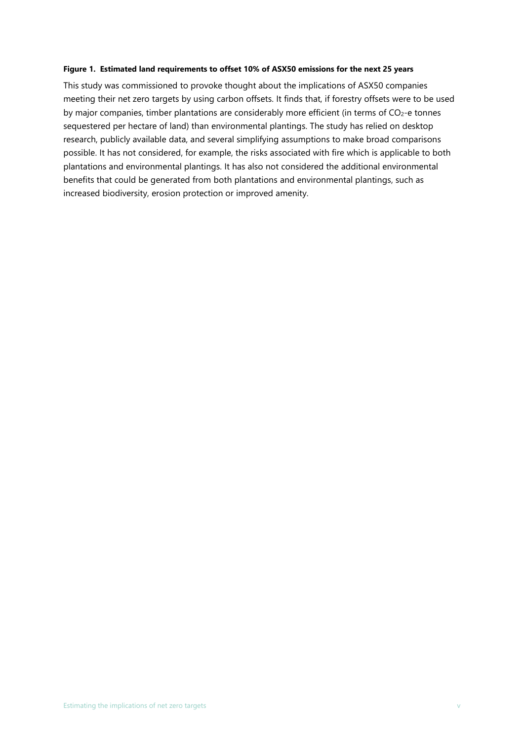**Figure 1. Estimated land requirements to offset 10% of ASX50 emissions for the next 25 years**

This study was commissioned to provoke thought about the implications of ASX50 companies meeting their net zero targets by using carbon offsets. It finds that, if forestry offsets were to be used by major companies, timber plantations are considerably more efficient (in terms of $CO_2$-e tonnes sequestered per hectare of land) than environmental plantings. The study has relied on desktop research, publicly available data, and several simplifying assumptions to make broad comparisons possible. It has not considered, for example, the risks associated with fire which is applicable to both plantations and environmental plantings. It has also not considered the additional environmental benefits that could be generated from both plantations and environmental plantings, such as increased biodiversity, erosion protection or improved amenity.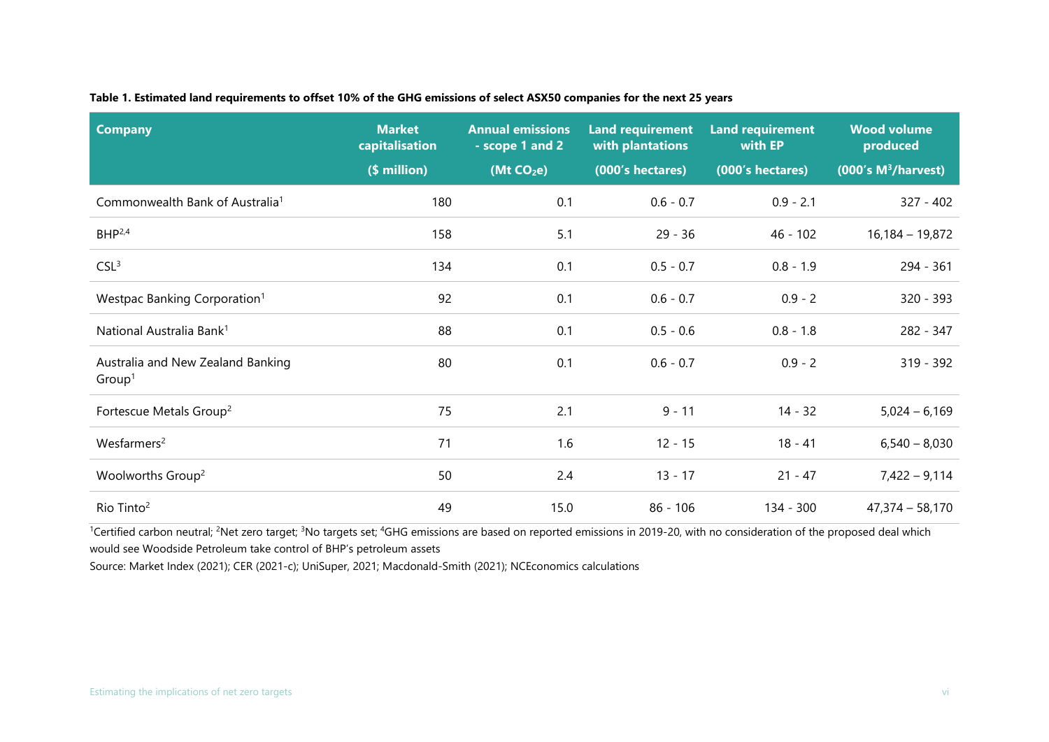**Table 1. Estimated land requirements to offset 10% of the GHG emissions of select ASX50 companies for the next 25 years**

| Company | Market capitalisation ($ million) | Annual emissions - scope 1 and 2 (Mt $CO_2e$) | Land requirement with plantations (000's hectares) | Land requirement with EP (000's hectares) | Wood volume produced (000's $M^3$/harvest) |
|---|---|---|---|---|---|
| Commonwealth Bank of Australia[1] | 180 | 0.1 | 0.6 - 0.7 | 0.9 - 2.1 | 327 - 402 |
| BHP[2,4] | 158 | 5.1 | 29 - 36 | 46 - 102 | 16,184 – 19,872 |
| CSL[3] | 134 | 0.1 | 0.5 - 0.7 | 0.8 - 1.9 | 294 - 361 |
| Westpac Banking Corporation[1] | 92 | 0.1 | 0.6 - 0.7 | 0.9 - 2 | 320 - 393 |
| National Australia Bank[1] | 88 | 0.1 | 0.5 - 0.6 | 0.8 - 1.8 | 282 - 347 |
| Australia and New Zealand Banking Group[1] | 80 | 0.1 | 0.6 - 0.7 | 0.9 - 2 | 319 - 392 |
| Fortescue Metals Group[2] | 75 | 2.1 | 9 - 11 | 14 - 32 | 5,024 – 6,169 |
| Wesfarmers[2] | 71 | 1.6 | 12 - 15 | 18 - 41 | 6,540 – 8,030 |
| Woolworths Group[2] | 50 | 2.4 | 13 - 17 | 21 - 47 | 7,422 – 9,114 |
| Rio Tinto[2] | 49 | 15.0 | 86 - 106 | 134 - 300 | 47,374 – 58,170 |

[1]Certified carbon neutral; [2]Net zero target; [3]No targets set; [4]GHG emissions are based on reported emissions in 2019-20, with no consideration of the proposed deal which would see Woodside Petroleum take control of BHP's petroleum assets

Source: Market Index (2021); CER (2021-c); UniSuper, 2021; Macdonald-Smith (2021); NCEconomics calculations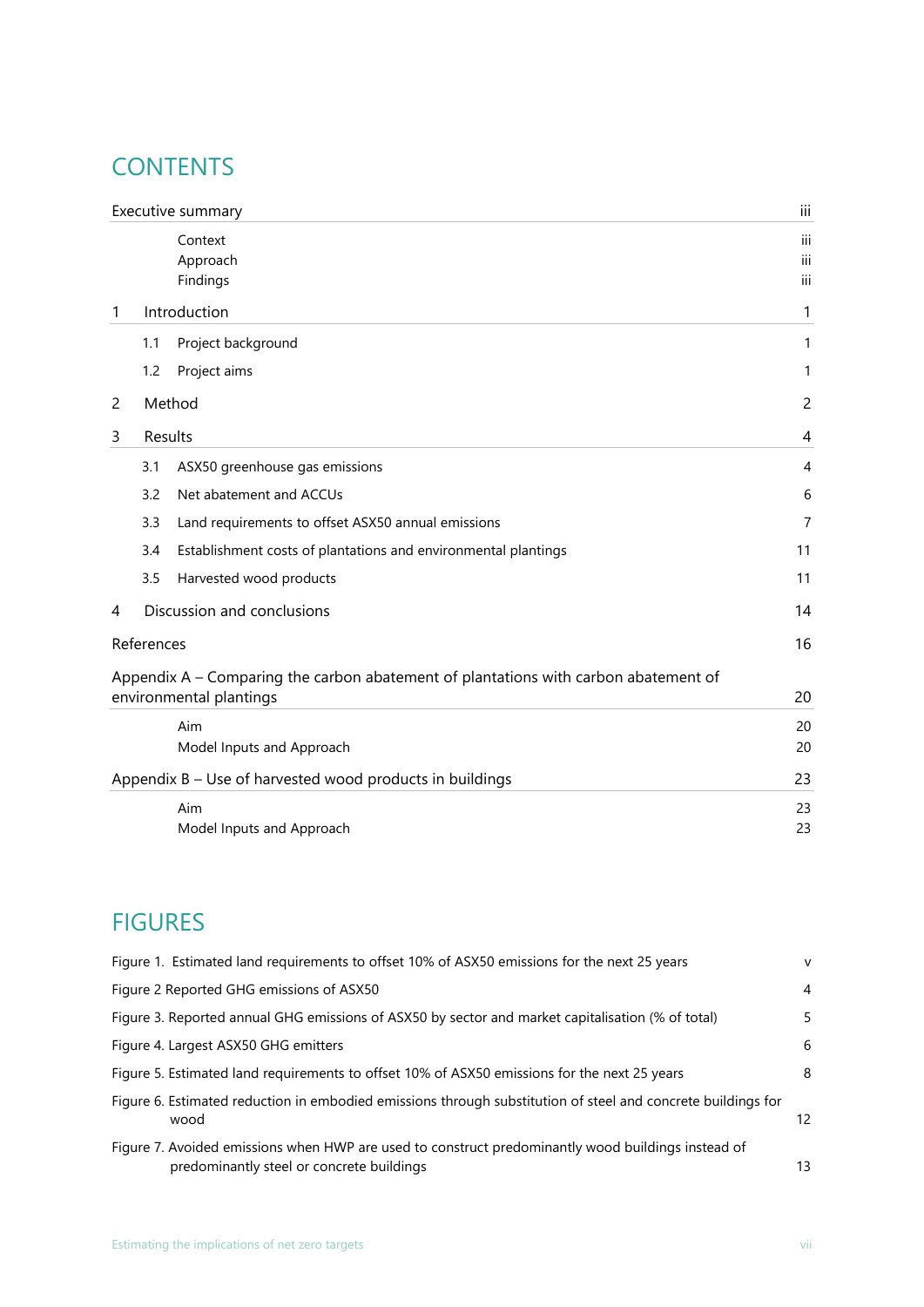# CONTENTS

| | |
|---|---|
| Executive summary | iii |
| Context | iii |
| Approach | iii |
| Findings | iii |
| 1 Introduction | 1 |
| 1.1 Project background | 1 |
| 1.2 Project aims | 1 |
| 2 Method | 2 |
| 3 Results | 4 |
| 3.1 ASX50 greenhouse gas emissions | 4 |
| 3.2 Net abatement and ACCUs | 6 |
| 3.3 Land requirements to offset ASX50 annual emissions | 7 |
| 3.4 Establishment costs of plantations and environmental plantings | 11 |
| 3.5 Harvested wood products | 11 |
| 4 Discussion and conclusions | 14 |
| References | 16 |
| Appendix A – Comparing the carbon abatement of plantations with carbon abatement of environmental plantings | 20 |
| Aim | 20 |
| Model Inputs and Approach | 20 |
| Appendix B – Use of harvested wood products in buildings | 23 |
| Aim | 23 |
| Model Inputs and Approach | 23 |

# FIGURES

| | |
|---|---|
| Figure 1. Estimated land requirements to offset 10% of ASX50 emissions for the next 25 years | v |
| Figure 2 Reported GHG emissions of ASX50 | 4 |
| Figure 3. Reported annual GHG emissions of ASX50 by sector and market capitalisation (% of total) | 5 |
| Figure 4. Largest ASX50 GHG emitters | 6 |
| Figure 5. Estimated land requirements to offset 10% of ASX50 emissions for the next 25 years | 8 |
| Figure 6. Estimated reduction in embodied emissions through substitution of steel and concrete buildings for wood | 12 |
| Figure 7. Avoided emissions when HWP are used to construct predominantly wood buildings instead of predominantly steel or concrete buildings | 13 |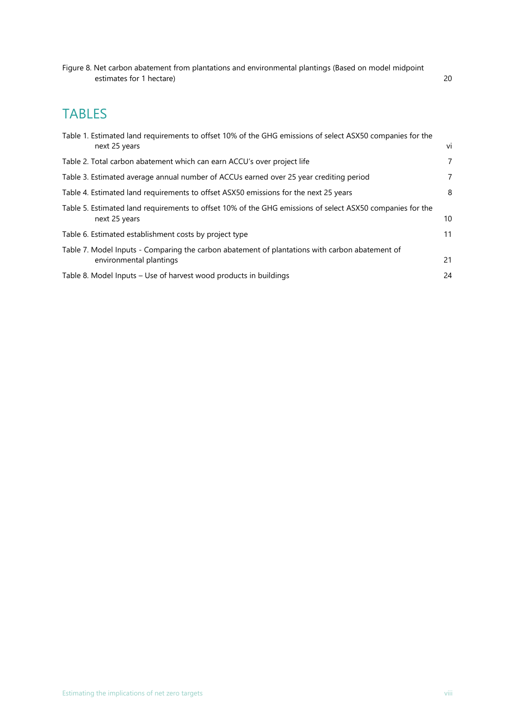Figure 8. Net carbon abatement from plantations and environmental plantings (Based on model midpoint estimates for 1 hectare) 20

## TABLES

Table 1. Estimated land requirements to offset 10% of the GHG emissions of select ASX50 companies for the next 25 years vi

Table 2. Total carbon abatement which can earn ACCU's over project life 7

Table 3. Estimated average annual number of ACCUs earned over 25 year crediting period 7

Table 4. Estimated land requirements to offset ASX50 emissions for the next 25 years 8

Table 5. Estimated land requirements to offset 10% of the GHG emissions of select ASX50 companies for the next 25 years 10

Table 6. Estimated establishment costs by project type 11

Table 7. Model Inputs - Comparing the carbon abatement of plantations with carbon abatement of environmental plantings 21

Table 8. Model Inputs – Use of harvest wood products in buildings 24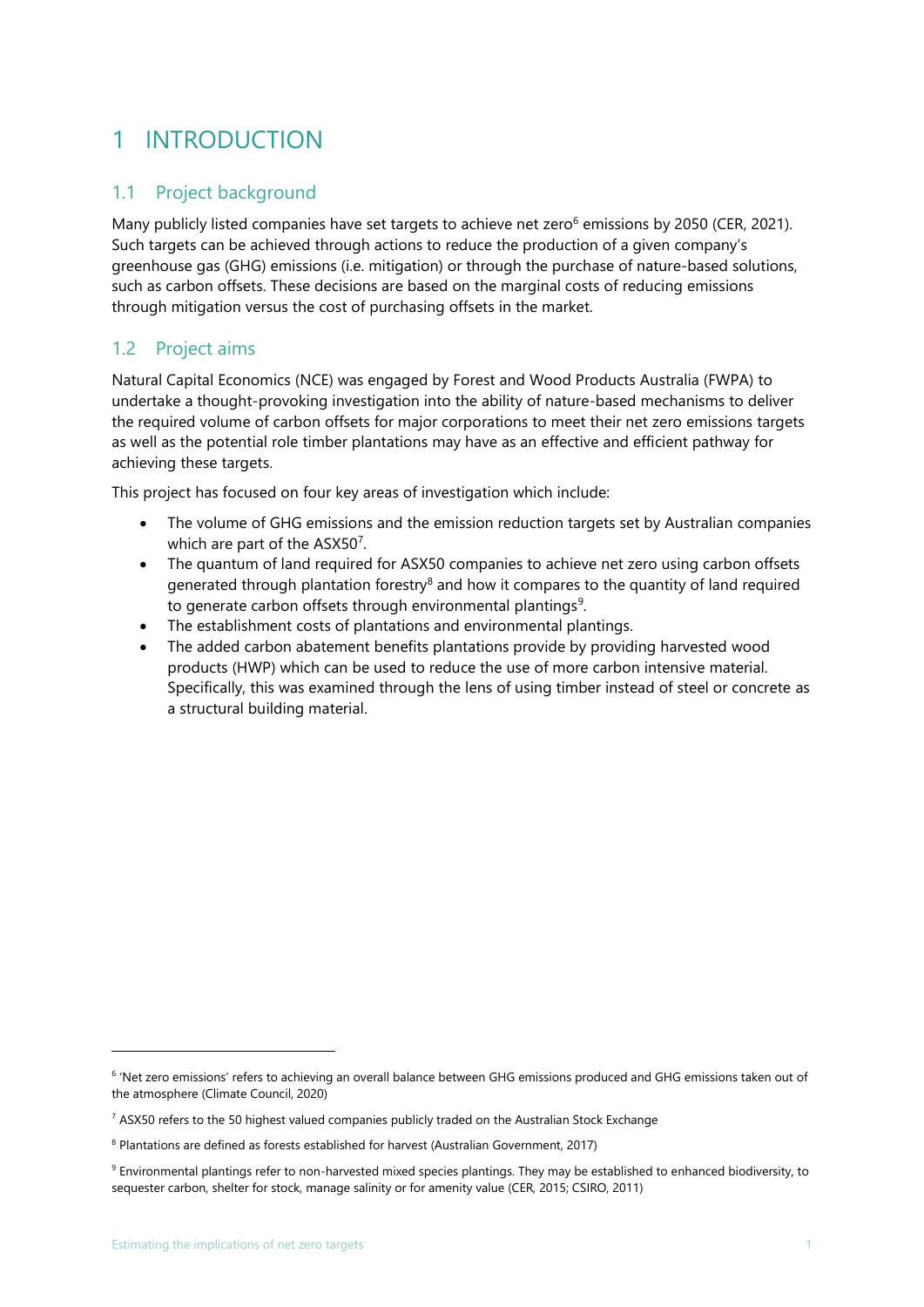# 1 INTRODUCTION

## 1.1 Project background

Many publicly listed companies have set targets to achieve net zero[6] emissions by 2050 (CER, 2021). Such targets can be achieved through actions to reduce the production of a given company's greenhouse gas (GHG) emissions (i.e. mitigation) or through the purchase of nature-based solutions, such as carbon offsets. These decisions are based on the marginal costs of reducing emissions through mitigation versus the cost of purchasing offsets in the market.

## 1.2 Project aims

Natural Capital Economics (NCE) was engaged by Forest and Wood Products Australia (FWPA) to undertake a thought-provoking investigation into the ability of nature-based mechanisms to deliver the required volume of carbon offsets for major corporations to meet their net zero emissions targets as well as the potential role timber plantations may have as an effective and efficient pathway for achieving these targets.

This project has focused on four key areas of investigation which include:

- The volume of GHG emissions and the emission reduction targets set by Australian companies which are part of the ASX50[7].
- The quantum of land required for ASX50 companies to achieve net zero using carbon offsets generated through plantation forestry[8] and how it compares to the quantity of land required to generate carbon offsets through environmental plantings[9].
- The establishment costs of plantations and environmental plantings.
- The added carbon abatement benefits plantations provide by providing harvested wood products (HWP) which can be used to reduce the use of more carbon intensive material. Specifically, this was examined through the lens of using timber instead of steel or concrete as a structural building material.

---

[6] 'Net zero emissions' refers to achieving an overall balance between GHG emissions produced and GHG emissions taken out of the atmosphere (Climate Council, 2020)

[7] ASX50 refers to the 50 highest valued companies publicly traded on the Australian Stock Exchange

[8] Plantations are defined as forests established for harvest (Australian Government, 2017)

[9] Environmental plantings refer to non-harvested mixed species plantings. They may be established to enhanced biodiversity, to sequester carbon, shelter for stock, manage salinity or for amenity value (CER, 2015; CSIRO, 2011)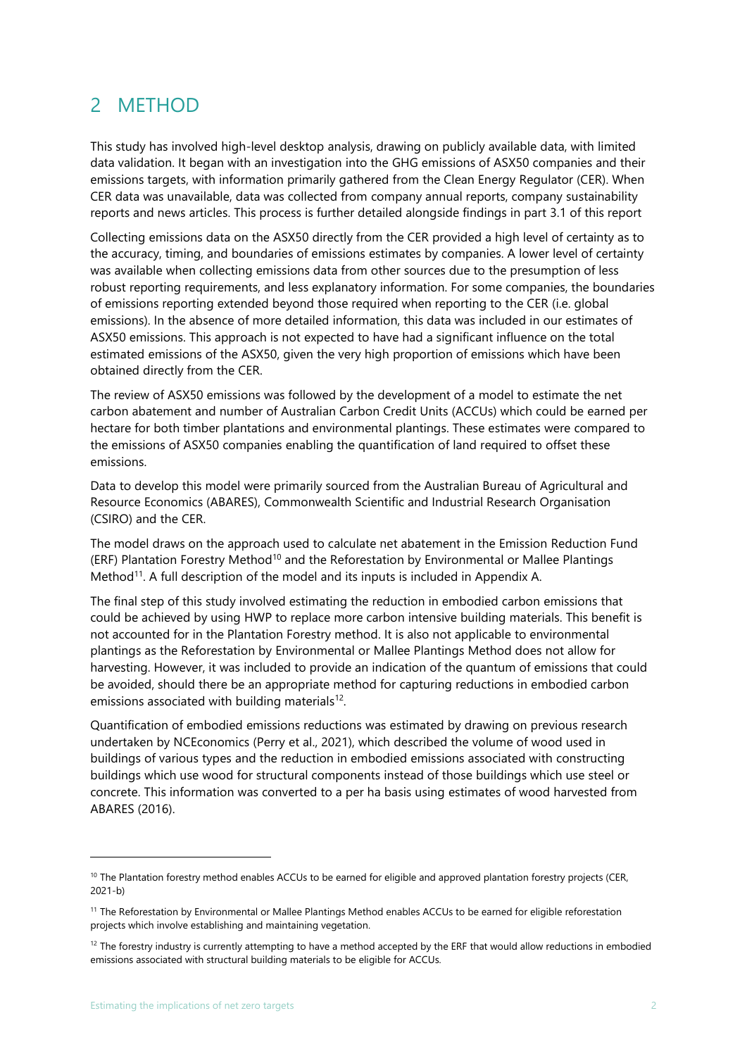# 2 METHOD

This study has involved high-level desktop analysis, drawing on publicly available data, with limited data validation. It began with an investigation into the GHG emissions of ASX50 companies and their emissions targets, with information primarily gathered from the Clean Energy Regulator (CER). When CER data was unavailable, data was collected from company annual reports, company sustainability reports and news articles. This process is further detailed alongside findings in part 3.1 of this report

Collecting emissions data on the ASX50 directly from the CER provided a high level of certainty as to the accuracy, timing, and boundaries of emissions estimates by companies. A lower level of certainty was available when collecting emissions data from other sources due to the presumption of less robust reporting requirements, and less explanatory information. For some companies, the boundaries of emissions reporting extended beyond those required when reporting to the CER (i.e. global emissions). In the absence of more detailed information, this data was included in our estimates of ASX50 emissions. This approach is not expected to have had a significant influence on the total estimated emissions of the ASX50, given the very high proportion of emissions which have been obtained directly from the CER.

The review of ASX50 emissions was followed by the development of a model to estimate the net carbon abatement and number of Australian Carbon Credit Units (ACCUs) which could be earned per hectare for both timber plantations and environmental plantings. These estimates were compared to the emissions of ASX50 companies enabling the quantification of land required to offset these emissions.

Data to develop this model were primarily sourced from the Australian Bureau of Agricultural and Resource Economics (ABARES), Commonwealth Scientific and Industrial Research Organisation (CSIRO) and the CER.

The model draws on the approach used to calculate net abatement in the Emission Reduction Fund (ERF) Plantation Forestry Method[10] and the Reforestation by Environmental or Mallee Plantings Method[11]. A full description of the model and its inputs is included in Appendix A.

The final step of this study involved estimating the reduction in embodied carbon emissions that could be achieved by using HWP to replace more carbon intensive building materials. This benefit is not accounted for in the Plantation Forestry method. It is also not applicable to environmental plantings as the Reforestation by Environmental or Mallee Plantings Method does not allow for harvesting. However, it was included to provide an indication of the quantum of emissions that could be avoided, should there be an appropriate method for capturing reductions in embodied carbon emissions associated with building materials[12].

Quantification of embodied emissions reductions was estimated by drawing on previous research undertaken by NCEconomics (Perry et al., 2021), which described the volume of wood used in buildings of various types and the reduction in embodied emissions associated with constructing buildings which use wood for structural components instead of those buildings which use steel or concrete. This information was converted to a per ha basis using estimates of wood harvested from ABARES (2016).

---

[10] The Plantation forestry method enables ACCUs to be earned for eligible and approved plantation forestry projects (CER, 2021-b)

[11] The Reforestation by Environmental or Mallee Plantings Method enables ACCUs to be earned for eligible reforestation projects which involve establishing and maintaining vegetation.

[12] The forestry industry is currently attempting to have a method accepted by the ERF that would allow reductions in embodied emissions associated with structural building materials to be eligible for ACCUs.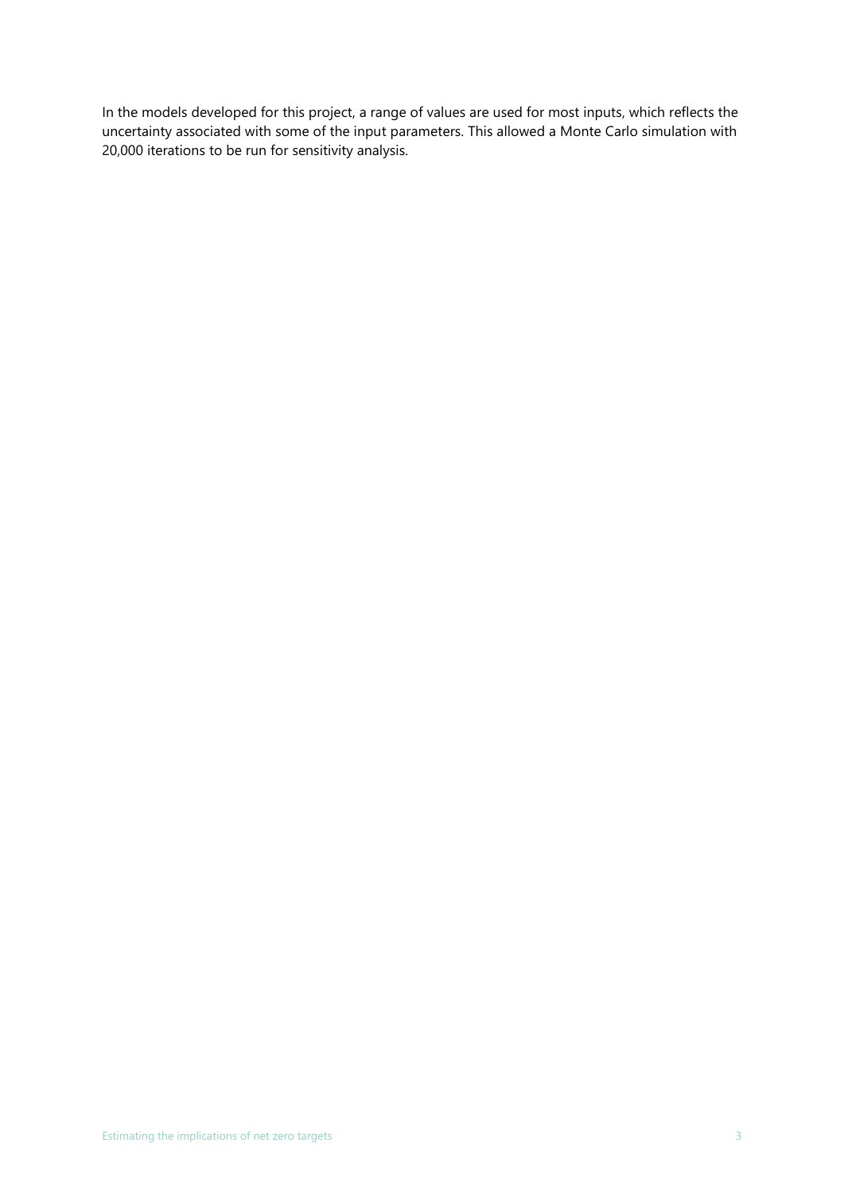In the models developed for this project, a range of values are used for most inputs, which reflects the uncertainty associated with some of the input parameters. This allowed a Monte Carlo simulation with 20,000 iterations to be run for sensitivity analysis.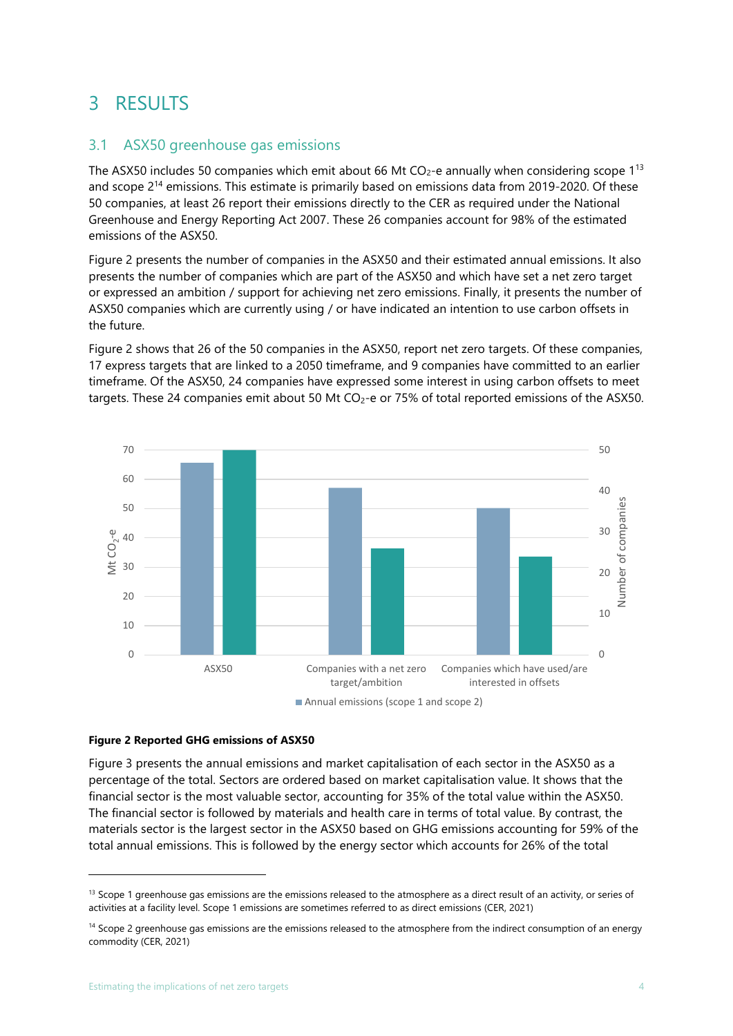# 3 RESULTS

## 3.1 ASX50 greenhouse gas emissions

The ASX50 includes 50 companies which emit about 66 Mt $CO_2$-e annually when considering scope 1[13] and scope 2[14] emissions. This estimate is primarily based on emissions data from 2019-2020. Of these 50 companies, at least 26 report their emissions directly to the CER as required under the National Greenhouse and Energy Reporting Act 2007. These 26 companies account for 98% of the estimated emissions of the ASX50.

Figure 2 presents the number of companies in the ASX50 and their estimated annual emissions. It also presents the number of companies which are part of the ASX50 and which have set a net zero target or expressed an ambition / support for achieving net zero emissions. Finally, it presents the number of ASX50 companies which are currently using / or have indicated an intention to use carbon offsets in the future.

Figure 2 shows that 26 of the 50 companies in the ASX50, report net zero targets. Of these companies, 17 express targets that are linked to a 2050 timeframe, and 9 companies have committed to an earlier timeframe. Of the ASX50, 24 companies have expressed some interest in using carbon offsets to meet targets. These 24 companies emit about 50 Mt $CO_2$-e or 75% of total reported emissions of the ASX50.

**Figure 2 Reported GHG emissions of ASX50**

Figure 3 presents the annual emissions and market capitalisation of each sector in the ASX50 as a percentage of the total. Sectors are ordered based on market capitalisation value. It shows that the financial sector is the most valuable sector, accounting for 35% of the total value within the ASX50. The financial sector is followed by materials and health care in terms of total value. By contrast, the materials sector is the largest sector in the ASX50 based on GHG emissions accounting for 59% of the total annual emissions. This is followed by the energy sector which accounts for 26% of the total

[13] Scope 1 greenhouse gas emissions are the emissions released to the atmosphere as a direct result of an activity, or series of activities at a facility level. Scope 1 emissions are sometimes referred to as direct emissions (CER, 2021)

[14] Scope 2 greenhouse gas emissions are the emissions released to the atmosphere from the indirect consumption of an energy commodity (CER, 2021)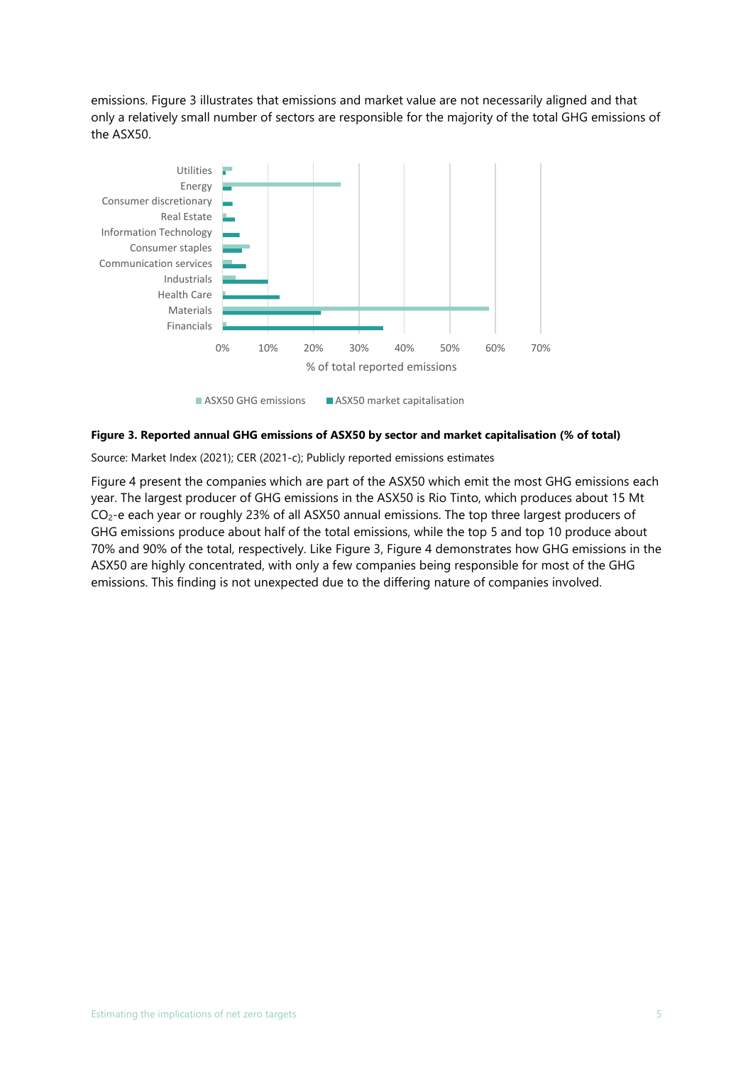emissions. Figure 3 illustrates that emissions and market value are not necessarily aligned and that only a relatively small number of sectors are responsible for the majority of the total GHG emissions of the ASX50.

**Figure 3. Reported annual GHG emissions of ASX50 by sector and market capitalisation (% of total)**

Source: Market Index (2021); CER (2021-c); Publicly reported emissions estimates

Figure 4 present the companies which are part of the ASX50 which emit the most GHG emissions each year. The largest producer of GHG emissions in the ASX50 is Rio Tinto, which produces about 15 Mt $CO_2$-e each year or roughly 23% of all ASX50 annual emissions. The top three largest producers of GHG emissions produce about half of the total emissions, while the top 5 and top 10 produce about 70% and 90% of the total, respectively. Like Figure 3, Figure 4 demonstrates how GHG emissions in the ASX50 are highly concentrated, with only a few companies being responsible for most of the GHG emissions. This finding is not unexpected due to the differing nature of companies involved.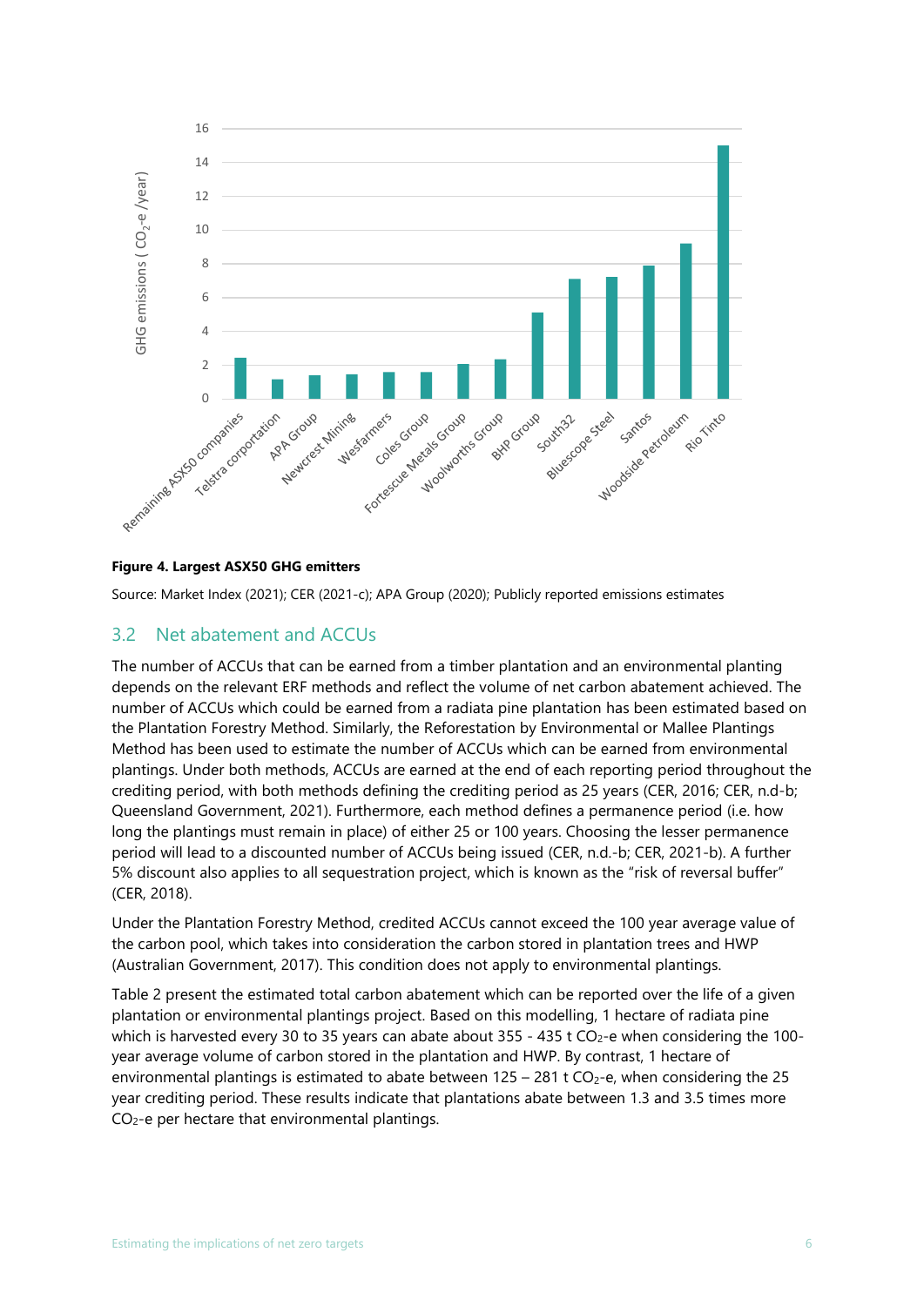**Figure 4. Largest ASX50 GHG emitters**

Source: Market Index (2021); CER (2021-c); APA Group (2020); Publicly reported emissions estimates

## 3.2 Net abatement and ACCUs

The number of ACCUs that can be earned from a timber plantation and an environmental planting depends on the relevant ERF methods and reflect the volume of net carbon abatement achieved. The number of ACCUs which could be earned from a radiata pine plantation has been estimated based on the Plantation Forestry Method. Similarly, the Reforestation by Environmental or Mallee Plantings Method has been used to estimate the number of ACCUs which can be earned from environmental plantings. Under both methods, ACCUs are earned at the end of each reporting period throughout the crediting period, with both methods defining the crediting period as 25 years (CER, 2016; CER, n.d-b; Queensland Government, 2021). Furthermore, each method defines a permanence period (i.e. how long the plantings must remain in place) of either 25 or 100 years. Choosing the lesser permanence period will lead to a discounted number of ACCUs being issued (CER, n.d.-b; CER, 2021-b). A further 5% discount also applies to all sequestration project, which is known as the "risk of reversal buffer" (CER, 2018).

Under the Plantation Forestry Method, credited ACCUs cannot exceed the 100 year average value of the carbon pool, which takes into consideration the carbon stored in plantation trees and HWP (Australian Government, 2017). This condition does not apply to environmental plantings.

Table 2 present the estimated total carbon abatement which can be reported over the life of a given plantation or environmental plantings project. Based on this modelling, 1 hectare of radiata pine which is harvested every 30 to 35 years can abate about 355 - 435 t $CO_2$-e when considering the 100-year average volume of carbon stored in the plantation and HWP. By contrast, 1 hectare of environmental plantings is estimated to abate between 125 – 281 t $CO_2$-e, when considering the 25 year crediting period. These results indicate that plantations abate between 1.3 and 3.5 times more $CO_2$-e per hectare that environmental plantings.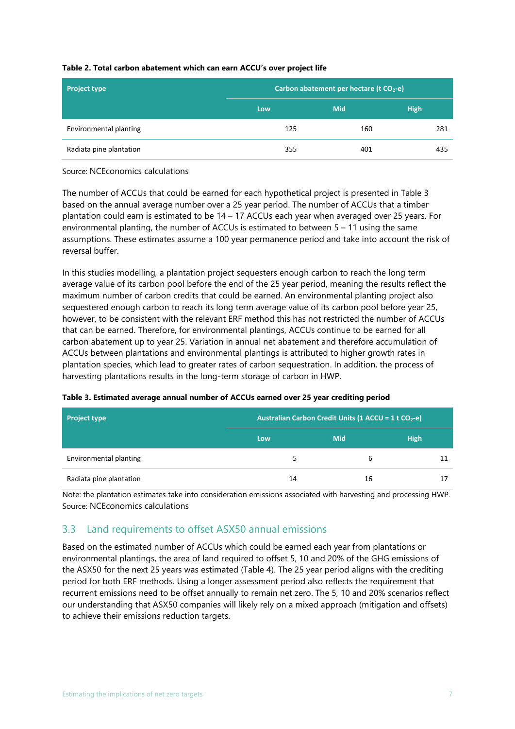**Table 2. Total carbon abatement which can earn ACCU's over project life**

| Project type | Carbon abatement per hectare (t $CO_2$-e) | | |
|---|---|---|---|
| | Low | Mid | High |
| Environmental planting | 125 | 160 | 281 |
| Radiata pine plantation | 355 | 401 | 435 |

Source: NCEconomics calculations

The number of ACCUs that could be earned for each hypothetical project is presented in Table 3 based on the annual average number over a 25 year period. The number of ACCUs that a timber plantation could earn is estimated to be 14 – 17 ACCUs each year when averaged over 25 years. For environmental planting, the number of ACCUs is estimated to between 5 – 11 using the same assumptions. These estimates assume a 100 year permanence period and take into account the risk of reversal buffer.

In this studies modelling, a plantation project sequesters enough carbon to reach the long term average value of its carbon pool before the end of the 25 year period, meaning the results reflect the maximum number of carbon credits that could be earned. An environmental planting project also sequestered enough carbon to reach its long term average value of its carbon pool before year 25, however, to be consistent with the relevant ERF method this has not restricted the number of ACCUs that can be earned. Therefore, for environmental plantings, ACCUs continue to be earned for all carbon abatement up to year 25. Variation in annual net abatement and therefore accumulation of ACCUs between plantations and environmental plantings is attributed to higher growth rates in plantation species, which lead to greater rates of carbon sequestration. In addition, the process of harvesting plantations results in the long-term storage of carbon in HWP.

**Table 3. Estimated average annual number of ACCUs earned over 25 year crediting period**

| Project type | Australian Carbon Credit Units (1 ACCU = 1 t $CO_2$-e) | | |
|---|---|---|---|
| | Low | Mid | High |
| Environmental planting | 5 | 6 | 11 |
| Radiata pine plantation | 14 | 16 | 17 |

Note: the plantation estimates take into consideration emissions associated with harvesting and processing HWP.
Source: NCEconomics calculations

## 3.3 Land requirements to offset ASX50 annual emissions

Based on the estimated number of ACCUs which could be earned each year from plantations or environmental plantings, the area of land required to offset 5, 10 and 20% of the GHG emissions of the ASX50 for the next 25 years was estimated (Table 4). The 25 year period aligns with the crediting period for both ERF methods. Using a longer assessment period also reflects the requirement that recurrent emissions need to be offset annually to remain net zero. The 5, 10 and 20% scenarios reflect our understanding that ASX50 companies will likely rely on a mixed approach (mitigation and offsets) to achieve their emissions reduction targets.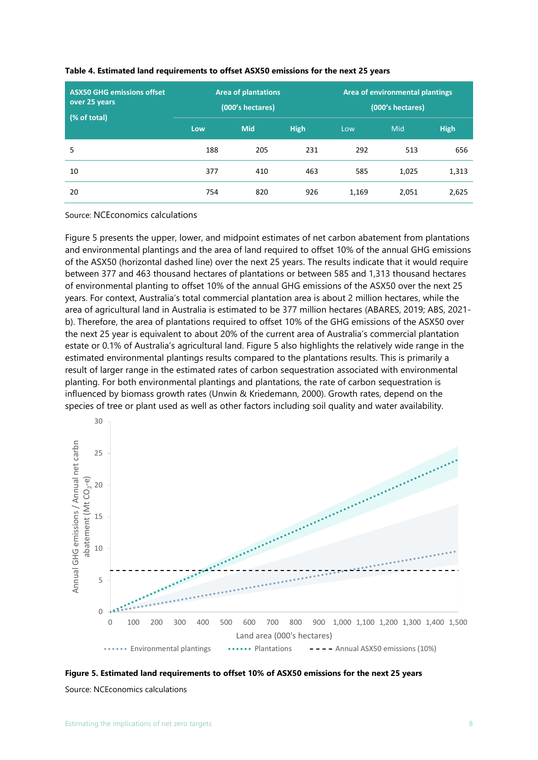**Table 4. Estimated land requirements to offset ASX50 emissions for the next 25 years**

| ASX50 GHG emissions offset over 25 years (% of total) | Area of plantations (000's hectares) | | | Area of environmental plantings (000's hectares) | | |
|---|---|---|---|---|---|---|
| | Low | Mid | High | Low | Mid | High |
| 5 | 188 | 205 | 231 | 292 | 513 | 656 |
| 10 | 377 | 410 | 463 | 585 | 1,025 | 1,313 |
| 20 | 754 | 820 | 926 | 1,169 | 2,051 | 2,625 |

Source: NCEconomics calculations

Figure 5 presents the upper, lower, and midpoint estimates of net carbon abatement from plantations and environmental plantings and the area of land required to offset 10% of the annual GHG emissions of the ASX50 (horizontal dashed line) over the next 25 years. The results indicate that it would require between 377 and 463 thousand hectares of plantations or between 585 and 1,313 thousand hectares of environmental planting to offset 10% of the annual GHG emissions of the ASX50 over the next 25 years. For context, Australia's total commercial plantation area is about 2 million hectares, while the area of agricultural land in Australia is estimated to be 377 million hectares (ABARES, 2019; ABS, 2021-b). Therefore, the area of plantations required to offset 10% of the GHG emissions of the ASX50 over the next 25 year is equivalent to about 20% of the current area of Australia's commercial plantation estate or 0.1% of Australia's agricultural land. Figure 5 also highlights the relatively wide range in the estimated environmental plantings results compared to the plantations results. This is primarily a result of larger range in the estimated rates of carbon sequestration associated with environmental planting. For both environmental plantings and plantations, the rate of carbon sequestration is influenced by biomass growth rates (Unwin & Kriedemann, 2000). Growth rates, depend on the species of tree or plant used as well as other factors including soil quality and water availability.

**Figure 5. Estimated land requirements to offset 10% of ASX50 emissions for the next 25 years**

Source: NCEconomics calculations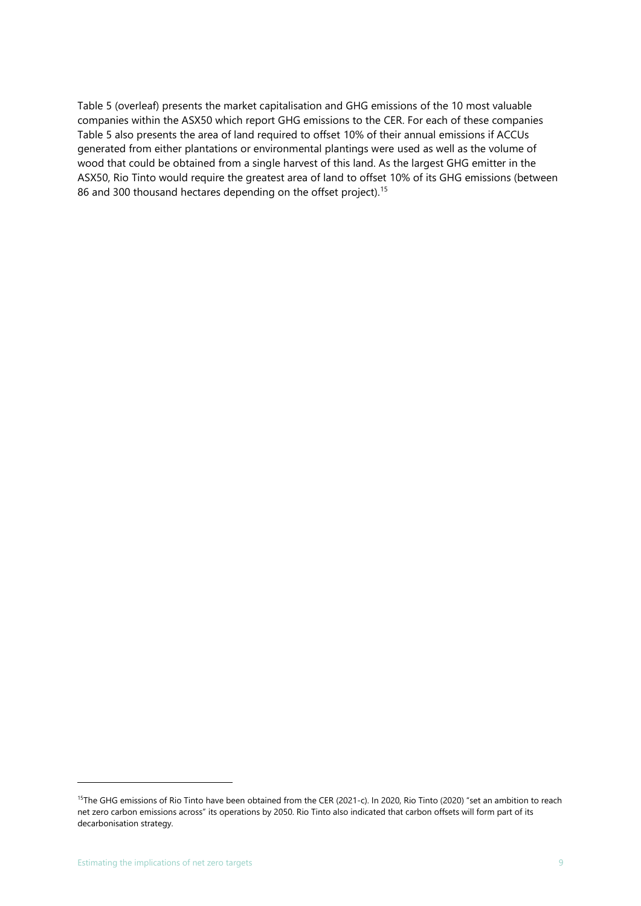Table 5 (overleaf) presents the market capitalisation and GHG emissions of the 10 most valuable companies within the ASX50 which report GHG emissions to the CER. For each of these companies Table 5 also presents the area of land required to offset 10% of their annual emissions if ACCUs generated from either plantations or environmental plantings were used as well as the volume of wood that could be obtained from a single harvest of this land. As the largest GHG emitter in the ASX50, Rio Tinto would require the greatest area of land to offset 10% of its GHG emissions (between 86 and 300 thousand hectares depending on the offset project).[15]

---

[15] The GHG emissions of Rio Tinto have been obtained from the CER (2021-c). In 2020, Rio Tinto (2020) "set an ambition to reach net zero carbon emissions across" its operations by 2050. Rio Tinto also indicated that carbon offsets will form part of its decarbonisation strategy.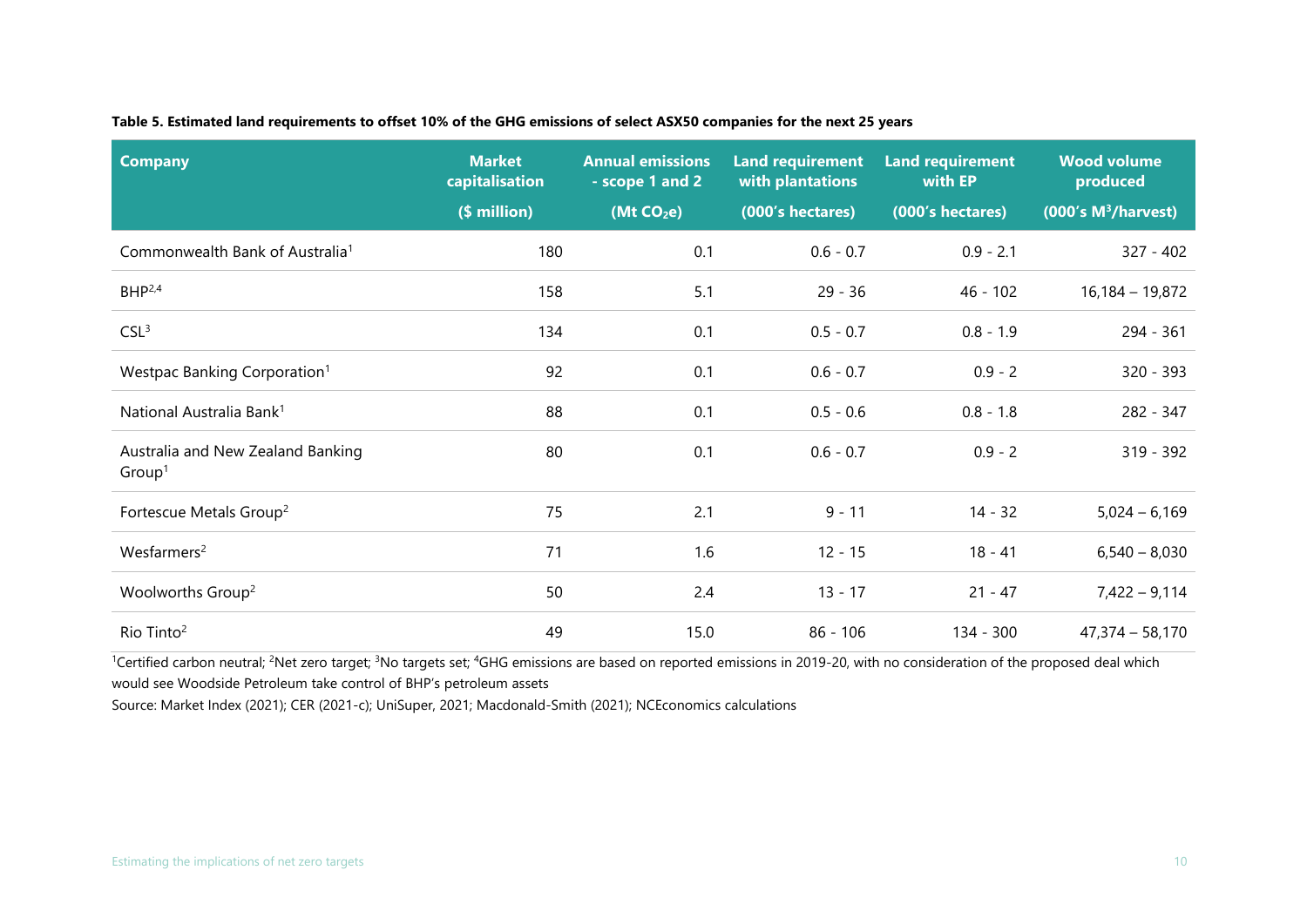**Table 5. Estimated land requirements to offset 10% of the GHG emissions of select ASX50 companies for the next 25 years**

| Company | Market capitalisation ($ million) | Annual emissions - scope 1 and 2 (Mt $CO_2e$) | Land requirement with plantations (000's hectares) | Land requirement with EP (000's hectares) | Wood volume produced (000's $M^3$/harvest) |
|---|---|---|---|---|---|
| Commonwealth Bank of Australia[1] | 180 | 0.1 | 0.6 - 0.7 | 0.9 - 2.1 | 327 - 402 |
| BHP[2,4] | 158 | 5.1 | 29 - 36 | 46 - 102 | 16,184 – 19,872 |
| CSL[3] | 134 | 0.1 | 0.5 - 0.7 | 0.8 - 1.9 | 294 - 361 |
| Westpac Banking Corporation[1] | 92 | 0.1 | 0.6 - 0.7 | 0.9 - 2 | 320 - 393 |
| National Australia Bank[1] | 88 | 0.1 | 0.5 - 0.6 | 0.8 - 1.8 | 282 - 347 |
| Australia and New Zealand Banking Group[1] | 80 | 0.1 | 0.6 - 0.7 | 0.9 - 2 | 319 - 392 |
| Fortescue Metals Group[2] | 75 | 2.1 | 9 - 11 | 14 - 32 | 5,024 – 6,169 |
| Wesfarmers[2] | 71 | 1.6 | 12 - 15 | 18 - 41 | 6,540 – 8,030 |
| Woolworths Group[2] | 50 | 2.4 | 13 - 17 | 21 - 47 | 7,422 – 9,114 |
| Rio Tinto[2] | 49 | 15.0 | 86 - 106 | 134 - 300 | 47,374 – 58,170 |

[1]Certified carbon neutral; [2]Net zero target; [3]No targets set; [4]GHG emissions are based on reported emissions in 2019-20, with no consideration of the proposed deal which would see Woodside Petroleum take control of BHP's petroleum assets

Source: Market Index (2021); CER (2021-c); UniSuper, 2021; Macdonald-Smith (2021); NCEconomics calculations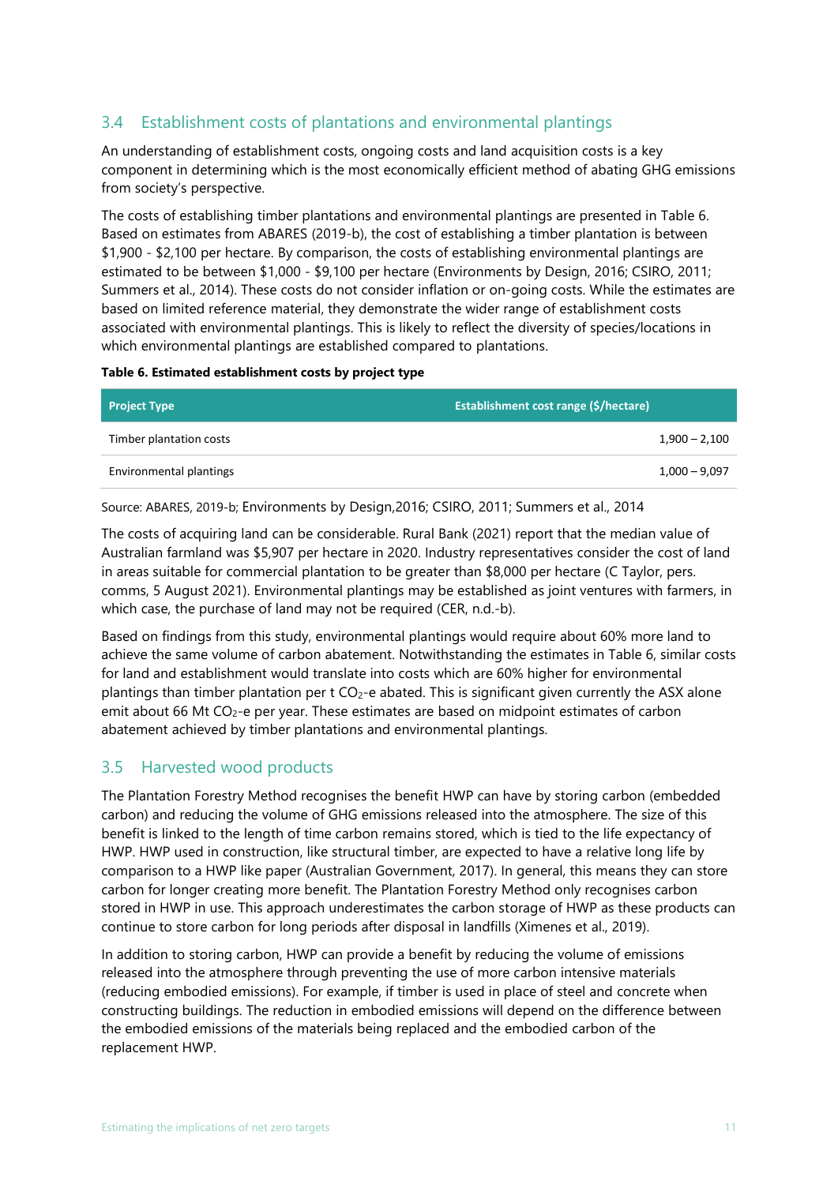## 3.4 Establishment costs of plantations and environmental plantings

An understanding of establishment costs, ongoing costs and land acquisition costs is a key component in determining which is the most economically efficient method of abating GHG emissions from society's perspective.

The costs of establishing timber plantations and environmental plantings are presented in Table 6. Based on estimates from ABARES (2019-b), the cost of establishing a timber plantation is between $1,900 - $2,100 per hectare. By comparison, the costs of establishing environmental plantings are estimated to be between $1,000 - $9,100 per hectare (Environments by Design, 2016; CSIRO, 2011; Summers et al., 2014). These costs do not consider inflation or on-going costs. While the estimates are based on limited reference material, they demonstrate the wider range of establishment costs associated with environmental plantings. This is likely to reflect the diversity of species/locations in which environmental plantings are established compared to plantations.

**Table 6. Estimated establishment costs by project type**

| Project Type | Establishment cost range ($/hectare) |
|---|---|
| Timber plantation costs | 1,900 – 2,100 |
| Environmental plantings | 1,000 – 9,097 |

Source: ABARES, 2019-b; Environments by Design,2016; CSIRO, 2011; Summers et al., 2014

The costs of acquiring land can be considerable. Rural Bank (2021) report that the median value of Australian farmland was $5,907 per hectare in 2020. Industry representatives consider the cost of land in areas suitable for commercial plantation to be greater than $8,000 per hectare (C Taylor, pers. comms, 5 August 2021). Environmental plantings may be established as joint ventures with farmers, in which case, the purchase of land may not be required (CER, n.d.-b).

Based on findings from this study, environmental plantings would require about 60% more land to achieve the same volume of carbon abatement. Notwithstanding the estimates in Table 6, similar costs for land and establishment would translate into costs which are 60% higher for environmental plantings than timber plantation per t $CO_2$-e abated. This is significant given currently the ASX alone emit about 66 Mt $CO_2$-e per year. These estimates are based on midpoint estimates of carbon abatement achieved by timber plantations and environmental plantings.

## 3.5 Harvested wood products

The Plantation Forestry Method recognises the benefit HWP can have by storing carbon (embedded carbon) and reducing the volume of GHG emissions released into the atmosphere. The size of this benefit is linked to the length of time carbon remains stored, which is tied to the life expectancy of HWP. HWP used in construction, like structural timber, are expected to have a relative long life by comparison to a HWP like paper (Australian Government, 2017). In general, this means they can store carbon for longer creating more benefit. The Plantation Forestry Method only recognises carbon stored in HWP in use. This approach underestimates the carbon storage of HWP as these products can continue to store carbon for long periods after disposal in landfills (Ximenes et al., 2019).

In addition to storing carbon, HWP can provide a benefit by reducing the volume of emissions released into the atmosphere through preventing the use of more carbon intensive materials (reducing embodied emissions). For example, if timber is used in place of steel and concrete when constructing buildings. The reduction in embodied emissions will depend on the difference between the embodied emissions of the materials being replaced and the embodied carbon of the replacement HWP.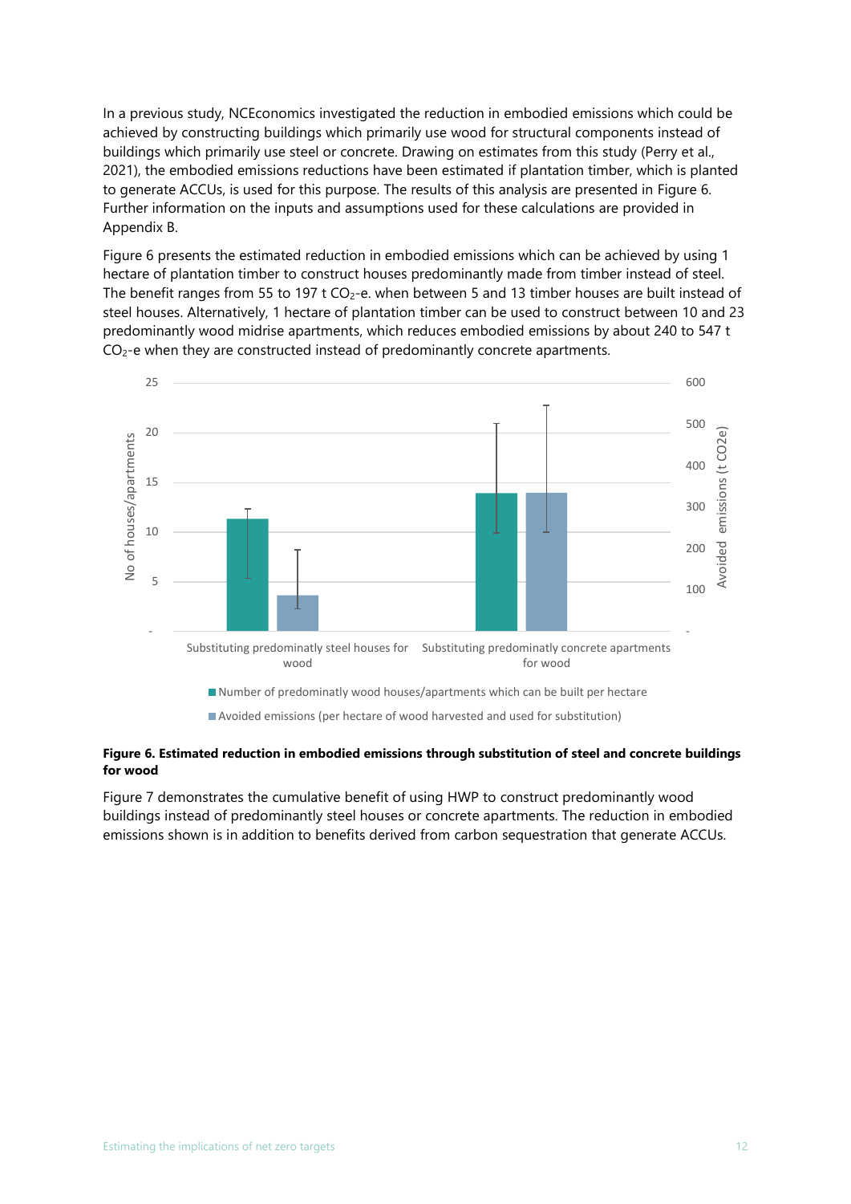In a previous study, NCEconomics investigated the reduction in embodied emissions which could be achieved by constructing buildings which primarily use wood for structural components instead of buildings which primarily use steel or concrete. Drawing on estimates from this study (Perry et al., 2021), the embodied emissions reductions have been estimated if plantation timber, which is planted to generate ACCUs, is used for this purpose. The results of this analysis are presented in Figure 6. Further information on the inputs and assumptions used for these calculations are provided in Appendix B.

Figure 6 presents the estimated reduction in embodied emissions which can be achieved by using 1 hectare of plantation timber to construct houses predominantly made from timber instead of steel. The benefit ranges from 55 to 197 t $CO_2$-e. when between 5 and 13 timber houses are built instead of steel houses. Alternatively, 1 hectare of plantation timber can be used to construct between 10 and 23 predominantly wood midrise apartments, which reduces embodied emissions by about 240 to 547 t $CO_2$-e when they are constructed instead of predominantly concrete apartments.

**Figure 6. Estimated reduction in embodied emissions through substitution of steel and concrete buildings for wood**

Figure 7 demonstrates the cumulative benefit of using HWP to construct predominantly wood buildings instead of predominantly steel houses or concrete apartments. The reduction in embodied emissions shown is in addition to benefits derived from carbon sequestration that generate ACCUs.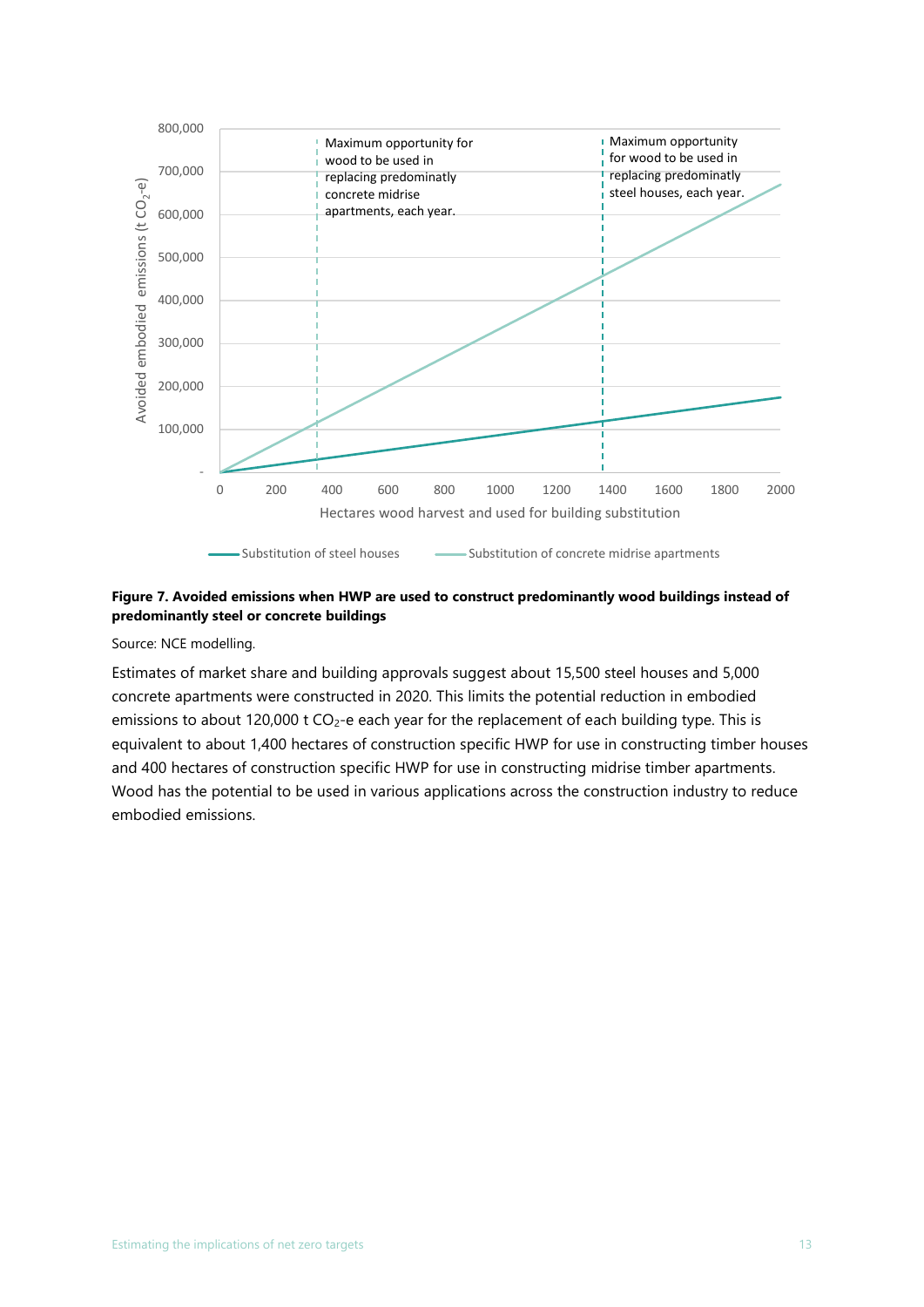**Figure 7. Avoided emissions when HWP are used to construct predominantly wood buildings instead of predominantly steel or concrete buildings**

Source: NCE modelling.

Estimates of market share and building approvals suggest about 15,500 steel houses and 5,000 concrete apartments were constructed in 2020. This limits the potential reduction in embodied emissions to about 120,000 t $CO_2$-e each year for the replacement of each building type. This is equivalent to about 1,400 hectares of construction specific HWP for use in constructing timber houses and 400 hectares of construction specific HWP for use in constructing midrise timber apartments. Wood has the potential to be used in various applications across the construction industry to reduce embodied emissions.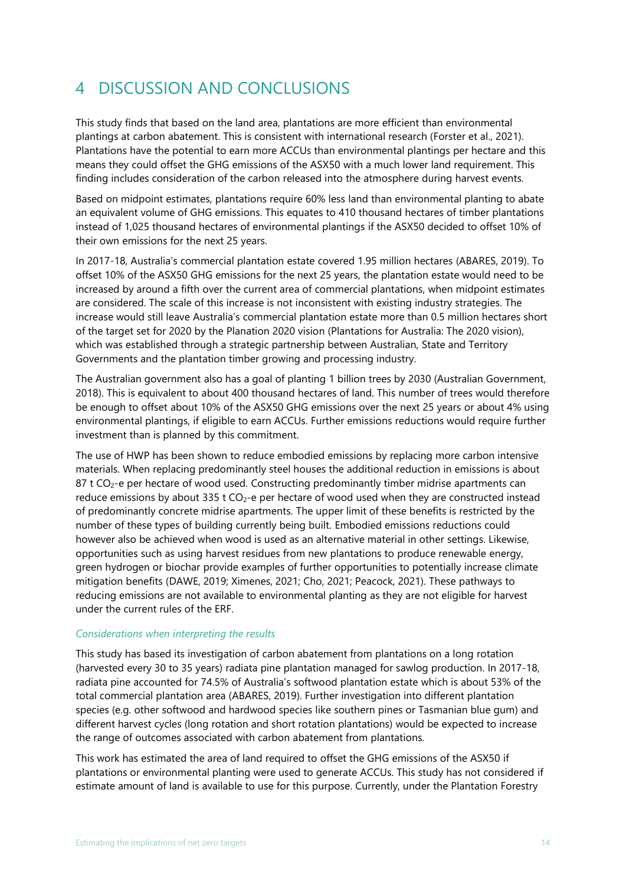# 4 DISCUSSION AND CONCLUSIONS

This study finds that based on the land area, plantations are more efficient than environmental plantings at carbon abatement. This is consistent with international research (Forster et al., 2021). Plantations have the potential to earn more ACCUs than environmental plantings per hectare and this means they could offset the GHG emissions of the ASX50 with a much lower land requirement. This finding includes consideration of the carbon released into the atmosphere during harvest events.

Based on midpoint estimates, plantations require 60% less land than environmental planting to abate an equivalent volume of GHG emissions. This equates to 410 thousand hectares of timber plantations instead of 1,025 thousand hectares of environmental plantings if the ASX50 decided to offset 10% of their own emissions for the next 25 years.

In 2017-18, Australia's commercial plantation estate covered 1.95 million hectares (ABARES, 2019). To offset 10% of the ASX50 GHG emissions for the next 25 years, the plantation estate would need to be increased by around a fifth over the current area of commercial plantations, when midpoint estimates are considered. The scale of this increase is not inconsistent with existing industry strategies. The increase would still leave Australia's commercial plantation estate more than 0.5 million hectares short of the target set for 2020 by the Planation 2020 vision (Plantations for Australia: The 2020 vision), which was established through a strategic partnership between Australian, State and Territory Governments and the plantation timber growing and processing industry.

The Australian government also has a goal of planting 1 billion trees by 2030 (Australian Government, 2018). This is equivalent to about 400 thousand hectares of land. This number of trees would therefore be enough to offset about 10% of the ASX50 GHG emissions over the next 25 years or about 4% using environmental plantings, if eligible to earn ACCUs. Further emissions reductions would require further investment than is planned by this commitment.

The use of HWP has been shown to reduce embodied emissions by replacing more carbon intensive materials. When replacing predominantly steel houses the additional reduction in emissions is about 87 t $CO_2$-e per hectare of wood used. Constructing predominantly timber midrise apartments can reduce emissions by about 335 t $CO_2$-e per hectare of wood used when they are constructed instead of predominantly concrete midrise apartments. The upper limit of these benefits is restricted by the number of these types of building currently being built. Embodied emissions reductions could however also be achieved when wood is used as an alternative material in other settings. Likewise, opportunities such as using harvest residues from new plantations to produce renewable energy, green hydrogen or biochar provide examples of further opportunities to potentially increase climate mitigation benefits (DAWE, 2019; Ximenes, 2021; Cho, 2021; Peacock, 2021). These pathways to reducing emissions are not available to environmental planting as they are not eligible for harvest under the current rules of the ERF.

*Considerations when interpreting the results*

This study has based its investigation of carbon abatement from plantations on a long rotation (harvested every 30 to 35 years) radiata pine plantation managed for sawlog production. In 2017-18, radiata pine accounted for 74.5% of Australia's softwood plantation estate which is about 53% of the total commercial plantation area (ABARES, 2019). Further investigation into different plantation species (e.g. other softwood and hardwood species like southern pines or Tasmanian blue gum) and different harvest cycles (long rotation and short rotation plantations) would be expected to increase the range of outcomes associated with carbon abatement from plantations.

This work has estimated the area of land required to offset the GHG emissions of the ASX50 if plantations or environmental planting were used to generate ACCUs. This study has not considered if estimate amount of land is available to use for this purpose. Currently, under the Plantation Forestry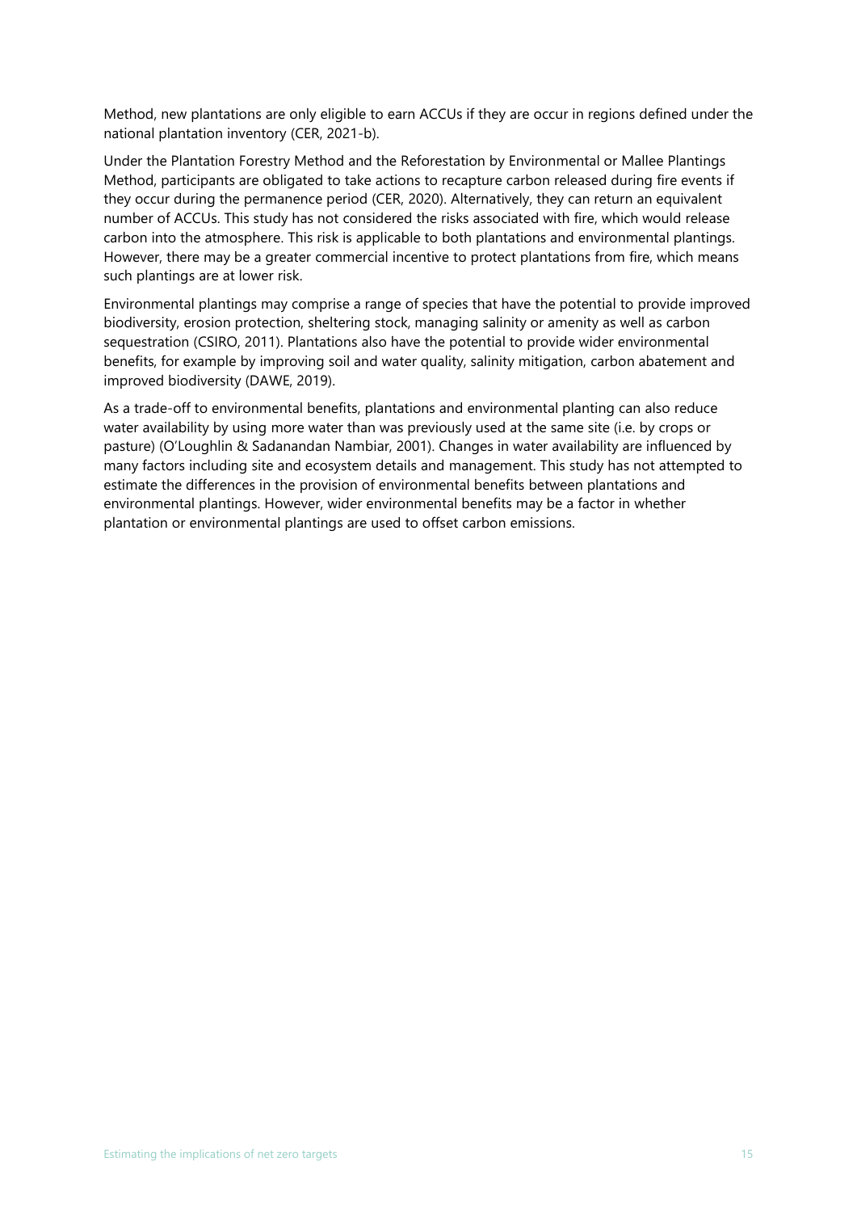Method, new plantations are only eligible to earn ACCUs if they are occur in regions defined under the national plantation inventory (CER, 2021-b).

Under the Plantation Forestry Method and the Reforestation by Environmental or Mallee Plantings Method, participants are obligated to take actions to recapture carbon released during fire events if they occur during the permanence period (CER, 2020). Alternatively, they can return an equivalent number of ACCUs. This study has not considered the risks associated with fire, which would release carbon into the atmosphere. This risk is applicable to both plantations and environmental plantings. However, there may be a greater commercial incentive to protect plantations from fire, which means such plantings are at lower risk.

Environmental plantings may comprise a range of species that have the potential to provide improved biodiversity, erosion protection, sheltering stock, managing salinity or amenity as well as carbon sequestration (CSIRO, 2011). Plantations also have the potential to provide wider environmental benefits, for example by improving soil and water quality, salinity mitigation, carbon abatement and improved biodiversity (DAWE, 2019).

As a trade-off to environmental benefits, plantations and environmental planting can also reduce water availability by using more water than was previously used at the same site (i.e. by crops or pasture) (O'Loughlin & Sadanandan Nambiar, 2001). Changes in water availability are influenced by many factors including site and ecosystem details and management. This study has not attempted to estimate the differences in the provision of environmental benefits between plantations and environmental plantings. However, wider environmental benefits may be a factor in whether plantation or environmental plantings are used to offset carbon emissions.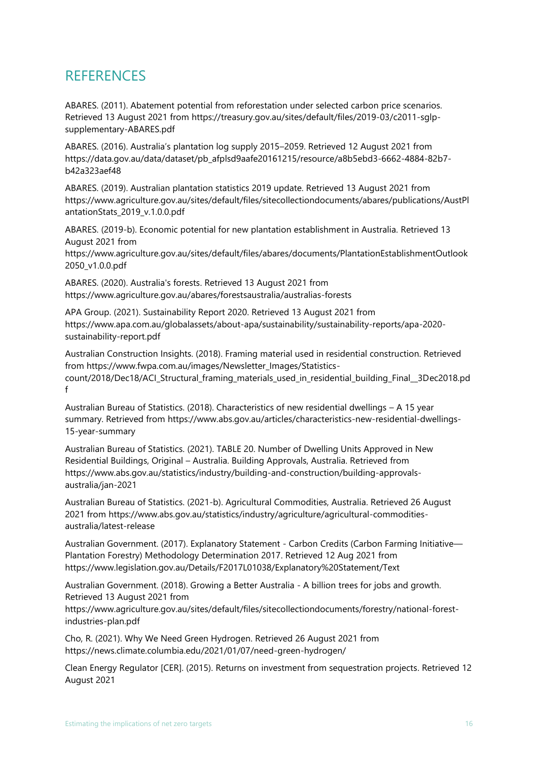# REFERENCES

ABARES. (2011). Abatement potential from reforestation under selected carbon price scenarios. Retrieved 13 August 2021 from https://treasury.gov.au/sites/default/files/2019-03/c2011-sglp-supplementary-ABARES.pdf

ABARES. (2016). Australia's plantation log supply 2015–2059. Retrieved 12 August 2021 from https://data.gov.au/data/dataset/pb_afplsd9aafe20161215/resource/a8b5ebd3-6662-4884-82b7-b42a323aef48

ABARES. (2019). Australian plantation statistics 2019 update. Retrieved 13 August 2021 from https://www.agriculture.gov.au/sites/default/files/sitecollectiondocuments/abares/publications/AustPlantationStats_2019_v.1.0.0.pdf

ABARES. (2019-b). Economic potential for new plantation establishment in Australia. Retrieved 13 August 2021 from https://www.agriculture.gov.au/sites/default/files/abares/documents/PlantationEstablishmentOutlook2050_v1.0.0.pdf

ABARES. (2020). Australia's forests. Retrieved 13 August 2021 from https://www.agriculture.gov.au/abares/forestsaustralia/australias-forests

APA Group. (2021). Sustainability Report 2020. Retrieved 13 August 2021 from https://www.apa.com.au/globalassets/about-apa/sustainability/sustainability-reports/apa-2020-sustainability-report.pdf

Australian Construction Insights. (2018). Framing material used in residential construction. Retrieved from https://www.fwpa.com.au/images/Newsletter_Images/Statistics-count/2018/Dec18/ACI_Structural_framing_materials_used_in_residential_building_Final__3Dec2018.pdf

Australian Bureau of Statistics. (2018). Characteristics of new residential dwellings – A 15 year summary. Retrieved from https://www.abs.gov.au/articles/characteristics-new-residential-dwellings-15-year-summary

Australian Bureau of Statistics. (2021). TABLE 20. Number of Dwelling Units Approved in New Residential Buildings, Original – Australia. Building Approvals, Australia. Retrieved from https://www.abs.gov.au/statistics/industry/building-and-construction/building-approvals-australia/jan-2021

Australian Bureau of Statistics. (2021-b). Agricultural Commodities, Australia. Retrieved 26 August 2021 from https://www.abs.gov.au/statistics/industry/agriculture/agricultural-commodities-australia/latest-release

Australian Government. (2017). Explanatory Statement - Carbon Credits (Carbon Farming Initiative—Plantation Forestry) Methodology Determination 2017. Retrieved 12 Aug 2021 from https://www.legislation.gov.au/Details/F2017L01038/Explanatory%20Statement/Text

Australian Government. (2018). Growing a Better Australia - A billion trees for jobs and growth. Retrieved 13 August 2021 from https://www.agriculture.gov.au/sites/default/files/sitecollectiondocuments/forestry/national-forest-industries-plan.pdf

Cho, R. (2021). Why We Need Green Hydrogen. Retrieved 26 August 2021 from https://news.climate.columbia.edu/2021/01/07/need-green-hydrogen/

Clean Energy Regulator [CER]. (2015). Returns on investment from sequestration projects. Retrieved 12 August 2021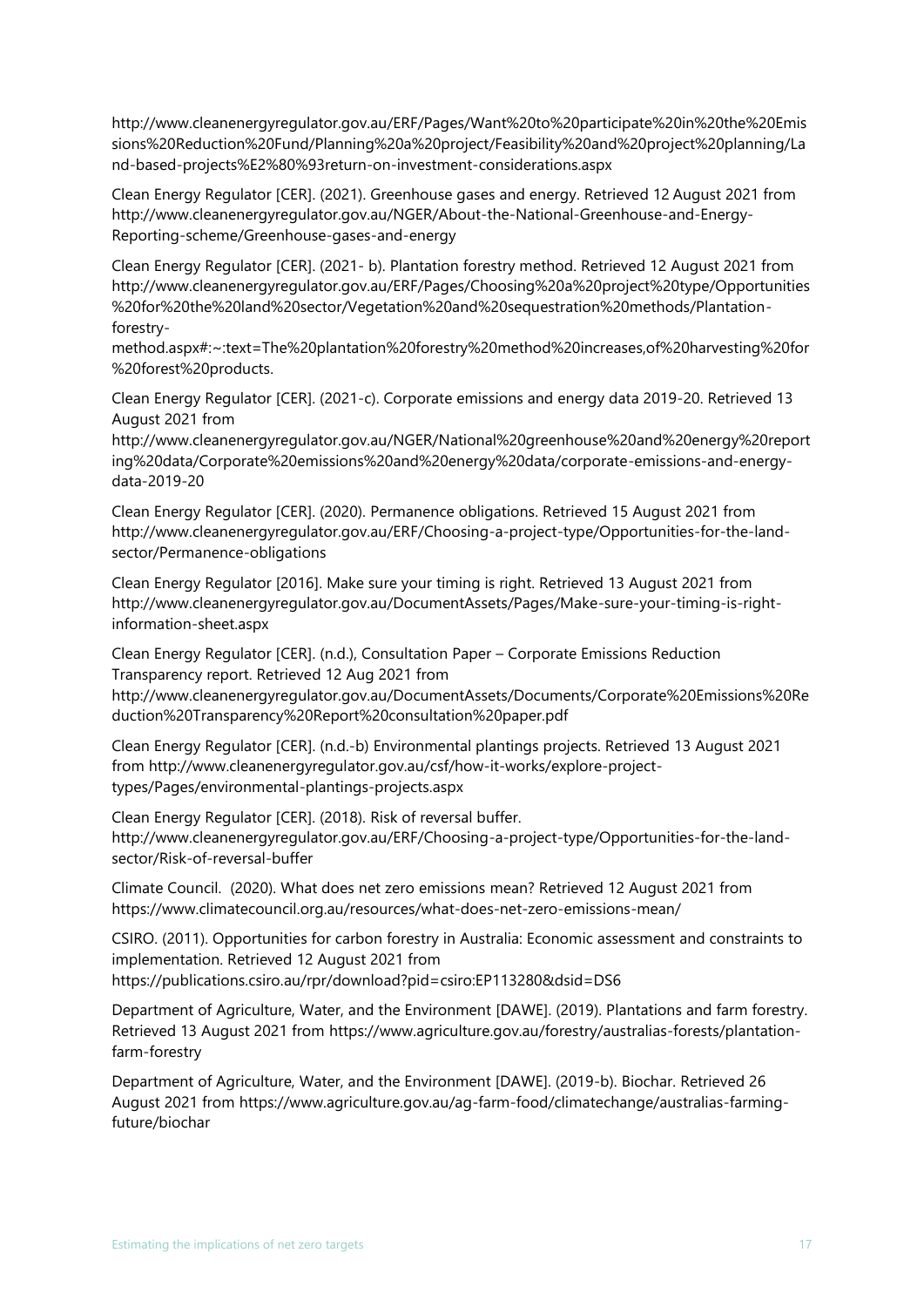http://www.cleanenergyregulator.gov.au/ERF/Pages/Want%20to%20participate%20in%20the%20Emissions%20Reduction%20Fund/Planning%20a%20project/Feasibility%20and%20project%20planning/Land-based-projects%E2%80%93return-on-investment-considerations.aspx

Clean Energy Regulator [CER]. (2021). Greenhouse gases and energy. Retrieved 12 August 2021 from http://www.cleanenergyregulator.gov.au/NGER/About-the-National-Greenhouse-and-Energy-Reporting-scheme/Greenhouse-gases-and-energy

Clean Energy Regulator [CER]. (2021- b). Plantation forestry method. Retrieved 12 August 2021 from http://www.cleanenergyregulator.gov.au/ERF/Pages/Choosing%20a%20project%20type/Opportunities%20for%20the%20land%20sector/Vegetation%20and%20sequestration%20methods/Plantation-forestry-method.aspx#:~:text=The%20plantation%20forestry%20method%20increases,of%20harvesting%20for%20forest%20products.

Clean Energy Regulator [CER]. (2021-c). Corporate emissions and energy data 2019-20. Retrieved 13 August 2021 from http://www.cleanenergyregulator.gov.au/NGER/National%20greenhouse%20and%20energy%20reporting%20data/Corporate%20emissions%20and%20energy%20data/corporate-emissions-and-energy-data-2019-20

Clean Energy Regulator [CER]. (2020). Permanence obligations. Retrieved 15 August 2021 from http://www.cleanenergyregulator.gov.au/ERF/Choosing-a-project-type/Opportunities-for-the-land-sector/Permanence-obligations

Clean Energy Regulator [2016]. Make sure your timing is right. Retrieved 13 August 2021 from http://www.cleanenergyregulator.gov.au/DocumentAssets/Pages/Make-sure-your-timing-is-right-information-sheet.aspx

Clean Energy Regulator [CER]. (n.d.), Consultation Paper – Corporate Emissions Reduction Transparency report. Retrieved 12 Aug 2021 from http://www.cleanenergyregulator.gov.au/DocumentAssets/Documents/Corporate%20Emissions%20Reduction%20Transparency%20Report%20consultation%20paper.pdf

Clean Energy Regulator [CER]. (n.d.-b) Environmental plantings projects. Retrieved 13 August 2021 from http://www.cleanenergyregulator.gov.au/csf/how-it-works/explore-project-types/Pages/environmental-plantings-projects.aspx

Clean Energy Regulator [CER]. (2018). Risk of reversal buffer. http://www.cleanenergyregulator.gov.au/ERF/Choosing-a-project-type/Opportunities-for-the-land-sector/Risk-of-reversal-buffer

Climate Council. (2020). What does net zero emissions mean? Retrieved 12 August 2021 from https://www.climatecouncil.org.au/resources/what-does-net-zero-emissions-mean/

CSIRO. (2011). Opportunities for carbon forestry in Australia: Economic assessment and constraints to implementation. Retrieved 12 August 2021 from https://publications.csiro.au/rpr/download?pid=csiro:EP113280&dsid=DS6

Department of Agriculture, Water, and the Environment [DAWE]. (2019). Plantations and farm forestry. Retrieved 13 August 2021 from https://www.agriculture.gov.au/forestry/australias-forests/plantation-farm-forestry

Department of Agriculture, Water, and the Environment [DAWE]. (2019-b). Biochar. Retrieved 26 August 2021 from https://www.agriculture.gov.au/ag-farm-food/climatechange/australias-farming-future/biochar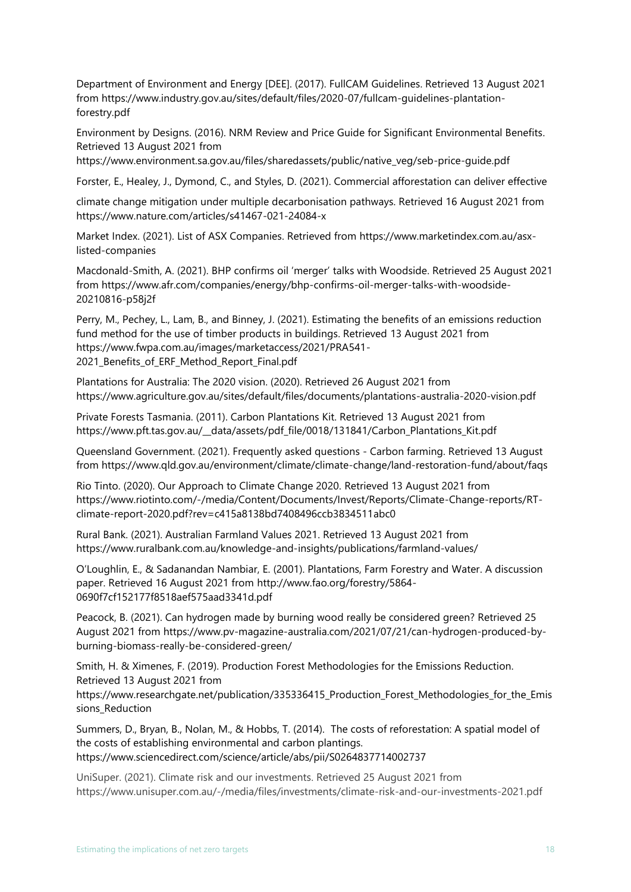Department of Environment and Energy [DEE]. (2017). FullCAM Guidelines. Retrieved 13 August 2021 from https://www.industry.gov.au/sites/default/files/2020-07/fullcam-guidelines-plantation-forestry.pdf

Environment by Designs. (2016). NRM Review and Price Guide for Significant Environmental Benefits. Retrieved 13 August 2021 from https://www.environment.sa.gov.au/files/sharedassets/public/native_veg/seb-price-guide.pdf

Forster, E., Healey, J., Dymond, C., and Styles, D. (2021). Commercial afforestation can deliver effective

climate change mitigation under multiple decarbonisation pathways. Retrieved 16 August 2021 from https://www.nature.com/articles/s41467-021-24084-x

Market Index. (2021). List of ASX Companies. Retrieved from https://www.marketindex.com.au/asx-listed-companies

Macdonald-Smith, A. (2021). BHP confirms oil 'merger' talks with Woodside. Retrieved 25 August 2021 from https://www.afr.com/companies/energy/bhp-confirms-oil-merger-talks-with-woodside-20210816-p58j2f

Perry, M., Pechey, L., Lam, B., and Binney, J. (2021). Estimating the benefits of an emissions reduction fund method for the use of timber products in buildings. Retrieved 13 August 2021 from https://www.fwpa.com.au/images/marketaccess/2021/PRA541-2021_Benefits_of_ERF_Method_Report_Final.pdf

Plantations for Australia: The 2020 vision. (2020). Retrieved 26 August 2021 from https://www.agriculture.gov.au/sites/default/files/documents/plantations-australia-2020-vision.pdf

Private Forests Tasmania. (2011). Carbon Plantations Kit. Retrieved 13 August 2021 from https://www.pft.tas.gov.au/__data/assets/pdf_file/0018/131841/Carbon_Plantations_Kit.pdf

Queensland Government. (2021). Frequently asked questions - Carbon farming. Retrieved 13 August from https://www.qld.gov.au/environment/climate/climate-change/land-restoration-fund/about/faqs

Rio Tinto. (2020). Our Approach to Climate Change 2020. Retrieved 13 August 2021 from https://www.riotinto.com/-/media/Content/Documents/Invest/Reports/Climate-Change-reports/RT-climate-report-2020.pdf?rev=c415a8138bd7408496ccb3834511abc0

Rural Bank. (2021). Australian Farmland Values 2021. Retrieved 13 August 2021 from https://www.ruralbank.com.au/knowledge-and-insights/publications/farmland-values/

O'Loughlin, E., & Sadanandan Nambiar, E. (2001). Plantations, Farm Forestry and Water. A discussion paper. Retrieved 16 August 2021 from http://www.fao.org/forestry/5864-0690f7cf152177f8518aef575aad3341d.pdf

Peacock, B. (2021). Can hydrogen made by burning wood really be considered green? Retrieved 25 August 2021 from https://www.pv-magazine-australia.com/2021/07/21/can-hydrogen-produced-by-burning-biomass-really-be-considered-green/

Smith, H. & Ximenes, F. (2019). Production Forest Methodologies for the Emissions Reduction. Retrieved 13 August 2021 from https://www.researchgate.net/publication/335336415_Production_Forest_Methodologies_for_the_Emissions_Reduction

Summers, D., Bryan, B., Nolan, M., & Hobbs, T. (2014). The costs of reforestation: A spatial model of the costs of establishing environmental and carbon plantings. https://www.sciencedirect.com/science/article/abs/pii/S0264837714002737

UniSuper. (2021). Climate risk and our investments. Retrieved 25 August 2021 from https://www.unisuper.com.au/-/media/files/investments/climate-risk-and-our-investments-2021.pdf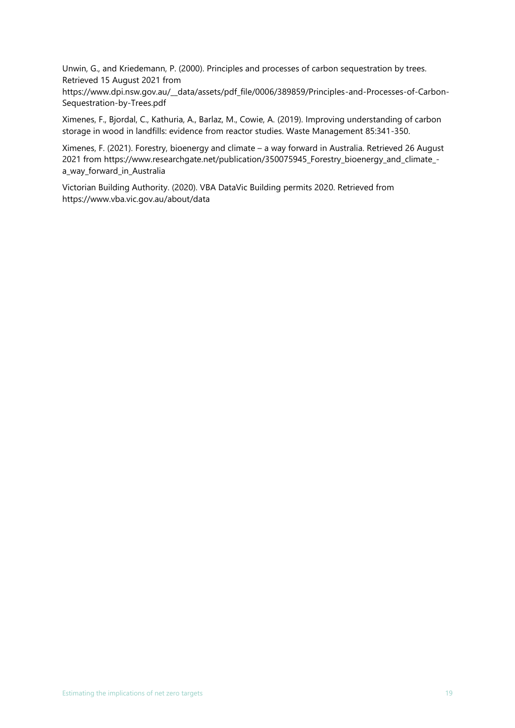Unwin, G., and Kriedemann, P. (2000). Principles and processes of carbon sequestration by trees. Retrieved 15 August 2021 from https://www.dpi.nsw.gov.au/__data/assets/pdf_file/0006/389859/Principles-and-Processes-of-Carbon-Sequestration-by-Trees.pdf

Ximenes, F., Bjordal, C., Kathuria, A., Barlaz, M., Cowie, A. (2019). Improving understanding of carbon storage in wood in landfills: evidence from reactor studies. Waste Management 85:341-350.

Ximenes, F. (2021). Forestry, bioenergy and climate – a way forward in Australia. Retrieved 26 August 2021 from https://www.researchgate.net/publication/350075945_Forestry_bioenergy_and_climate_-a_way_forward_in_Australia

Victorian Building Authority. (2020). VBA DataVic Building permits 2020. Retrieved from https://www.vba.vic.gov.au/about/data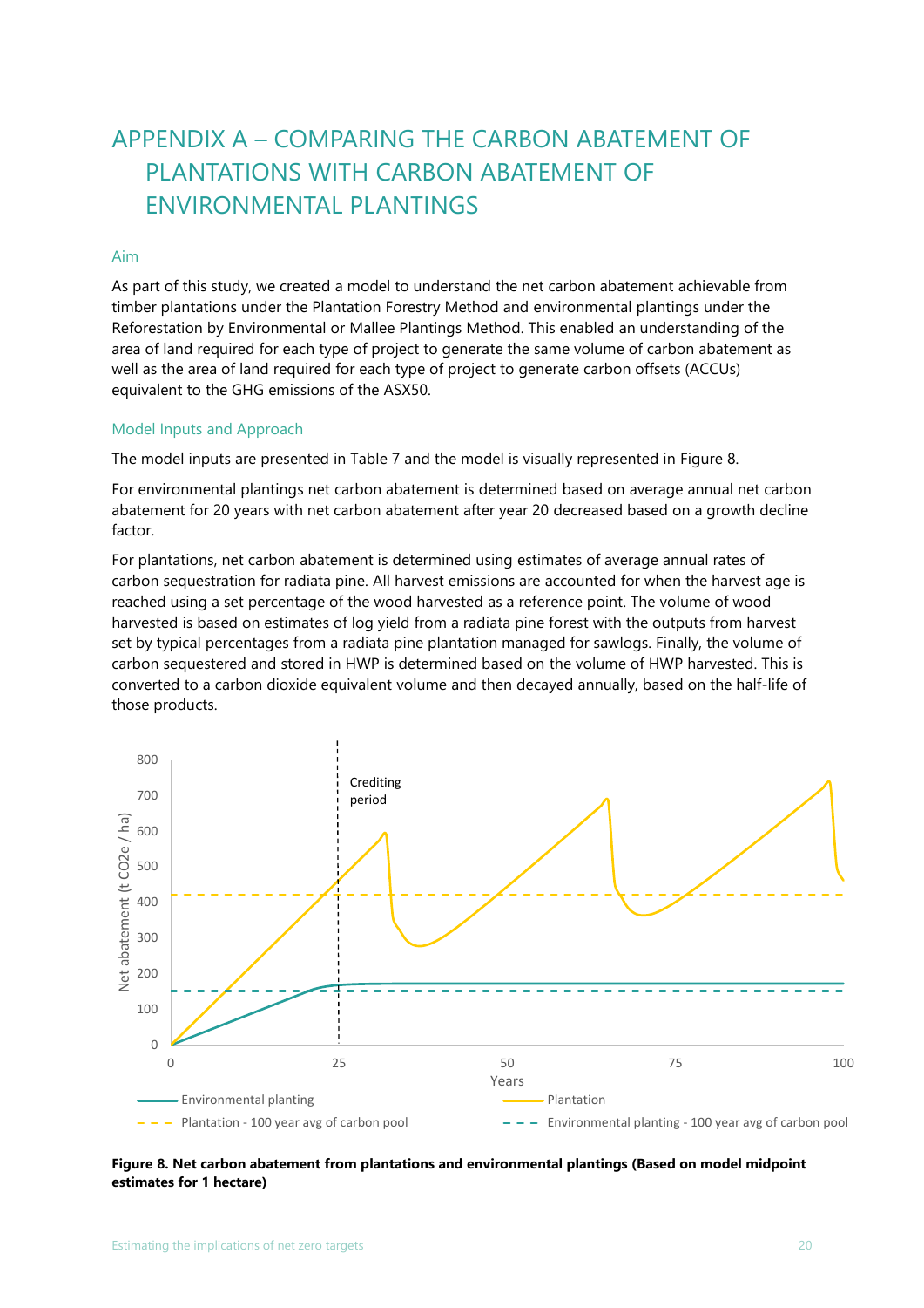# APPENDIX A – COMPARING THE CARBON ABATEMENT OF PLANTATIONS WITH CARBON ABATEMENT OF ENVIRONMENTAL PLANTINGS

## Aim

As part of this study, we created a model to understand the net carbon abatement achievable from timber plantations under the Plantation Forestry Method and environmental plantings under the Reforestation by Environmental or Mallee Plantings Method. This enabled an understanding of the area of land required for each type of project to generate the same volume of carbon abatement as well as the area of land required for each type of project to generate carbon offsets (ACCUs) equivalent to the GHG emissions of the ASX50.

## Model Inputs and Approach

The model inputs are presented in Table 7 and the model is visually represented in Figure 8.

For environmental plantings net carbon abatement is determined based on average annual net carbon abatement for 20 years with net carbon abatement after year 20 decreased based on a growth decline factor.

For plantations, net carbon abatement is determined using estimates of average annual rates of carbon sequestration for radiata pine. All harvest emissions are accounted for when the harvest age is reached using a set percentage of the wood harvested as a reference point. The volume of wood harvested is based on estimates of log yield from a radiata pine forest with the outputs from harvest set by typical percentages from a radiata pine plantation managed for sawlogs. Finally, the volume of carbon sequestered and stored in HWP is determined based on the volume of HWP harvested. This is converted to a carbon dioxide equivalent volume and then decayed annually, based on the half-life of those products.

**Figure 8. Net carbon abatement from plantations and environmental plantings (Based on model midpoint estimates for 1 hectare)**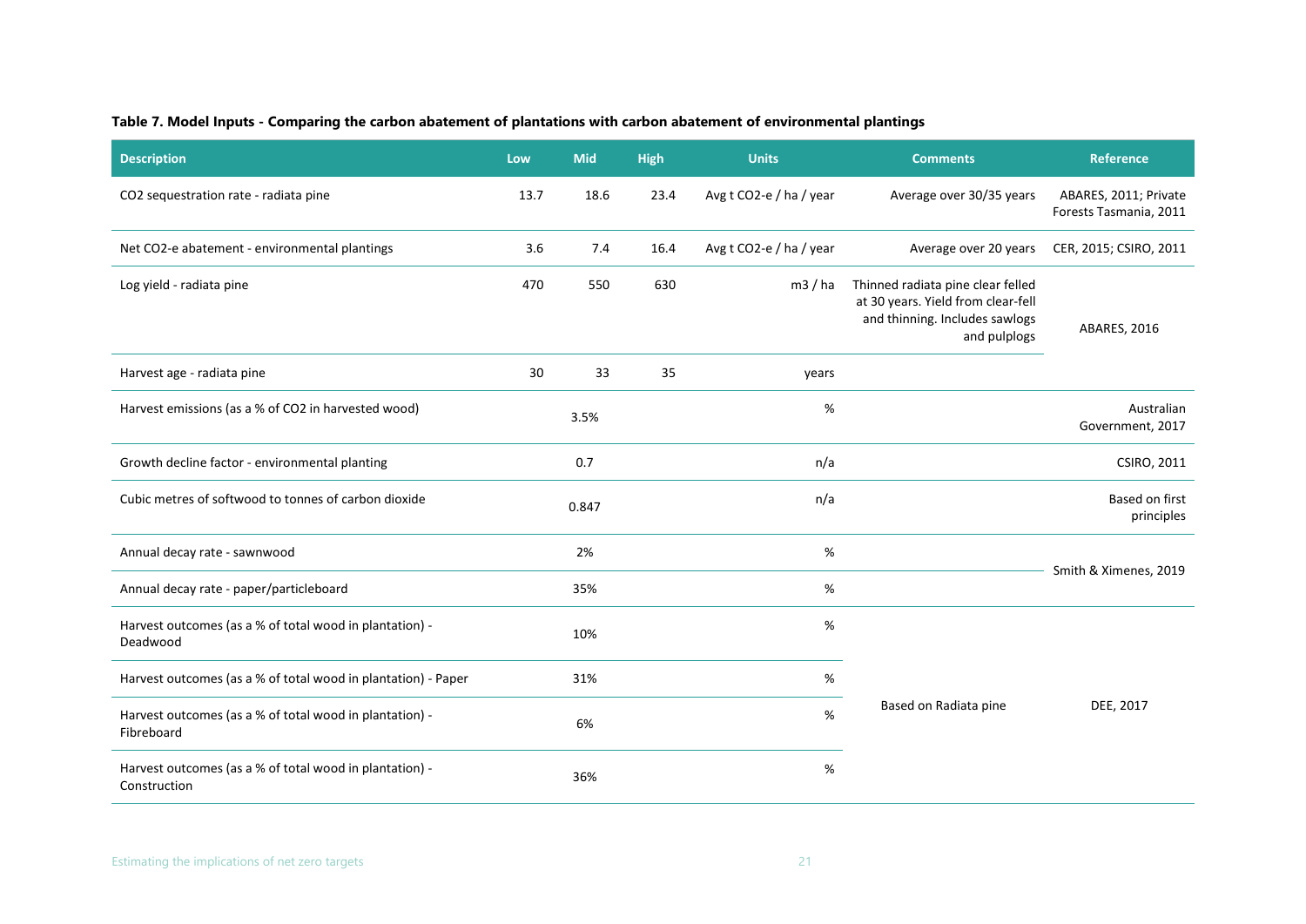**Table 7. Model Inputs - Comparing the carbon abatement of plantations with carbon abatement of environmental plantings**

| Description | Low | Mid | High | Units | Comments | Reference |
|---|---|---|---|---|---|---|
| $CO_2$ sequestration rate - radiata pine | 13.7 | 18.6 | 23.4 | Avg t $CO_2$-e / ha / year | Average over 30/35 years | ABARES, 2011; Private Forests Tasmania, 2011 |
| Net $CO_2$-e abatement - environmental plantings | 3.6 | 7.4 | 16.4 | Avg t $CO_2$-e / ha / year | Average over 20 years | CER, 2015; CSIRO, 2011 |
| Log yield - radiata pine | 470 | 550 | 630 | m3 / ha | Thinned radiata pine clear felled at 30 years. Yield from clear-fell and thinning. Includes sawlogs and pulplogs | ABARES, 2016 |
| Harvest age - radiata pine | 30 | 33 | 35 | years | | ABARES, 2016 |
| Harvest emissions (as a % of $CO_2$ in harvested wood) | | 3.5% | | % | | Australian Government, 2017 |
| Growth decline factor - environmental planting | | 0.7 | | n/a | | CSIRO, 2011 |
| Cubic metres of softwood to tonnes of carbon dioxide | | 0.847 | | n/a | | Based on first principles |
| Annual decay rate - sawnwood | | 2% | | % | | Smith & Ximenes, 2019 |
| Annual decay rate - paper/particleboard | | 35% | | % | | Smith & Ximenes, 2019 |
| Harvest outcomes (as a % of total wood in plantation) - Deadwood | | 10% | | % | Based on Radiata pine | DEE, 2017 |
| Harvest outcomes (as a % of total wood in plantation) - Paper | | 31% | | % | Based on Radiata pine | DEE, 2017 |
| Harvest outcomes (as a % of total wood in plantation) - Fibreboard | | 6% | | % | Based on Radiata pine | DEE, 2017 |
| Harvest outcomes (as a % of total wood in plantation) - Construction | | 36% | | % | Based on Radiata pine | DEE, 2017 |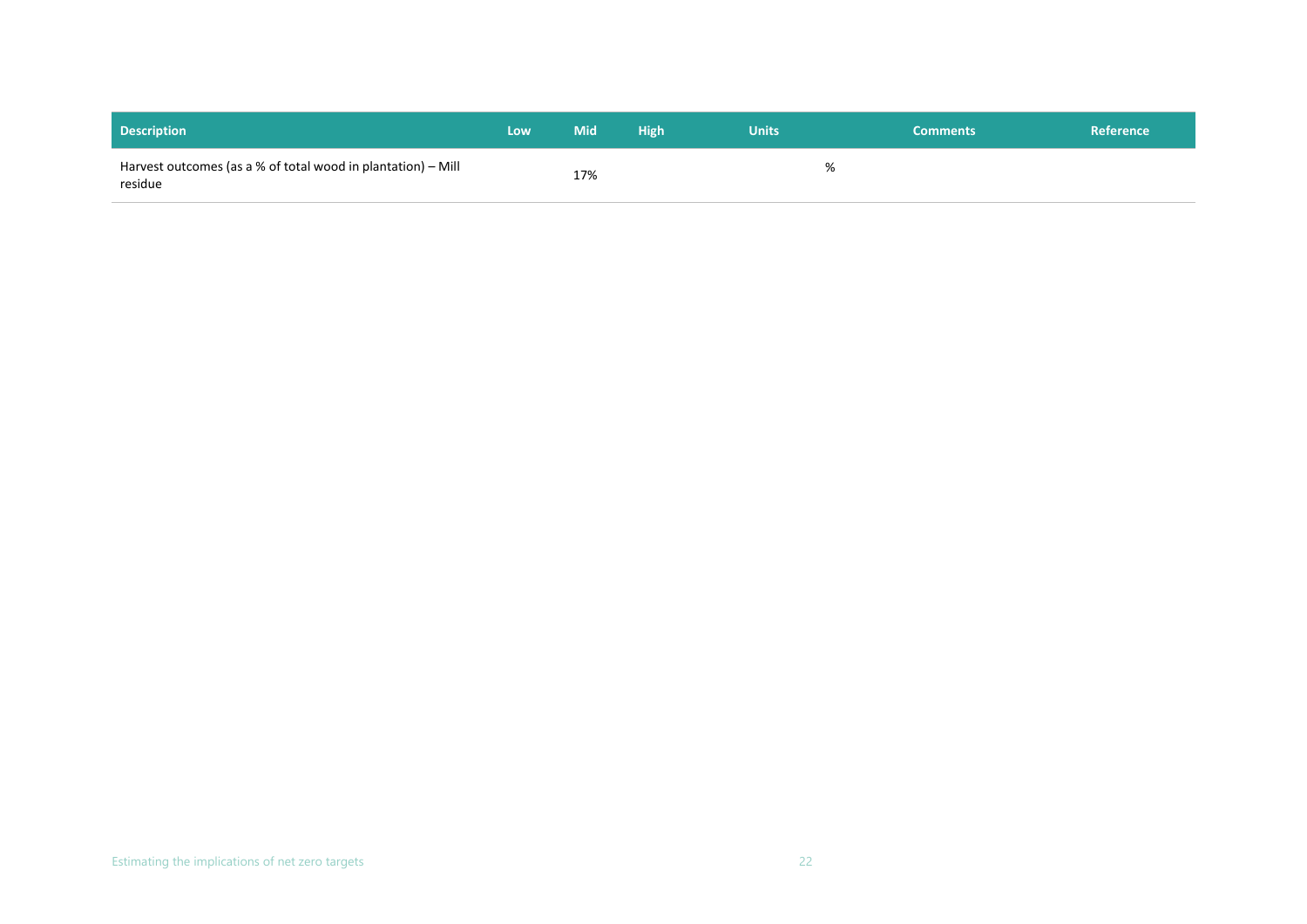| Description | Low | Mid | High | Units | Comments | Reference |
|---|---|---|---|---|---|---|
| Harvest outcomes (as a % of total wood in plantation) – Mill residue | | 17% | | % | | |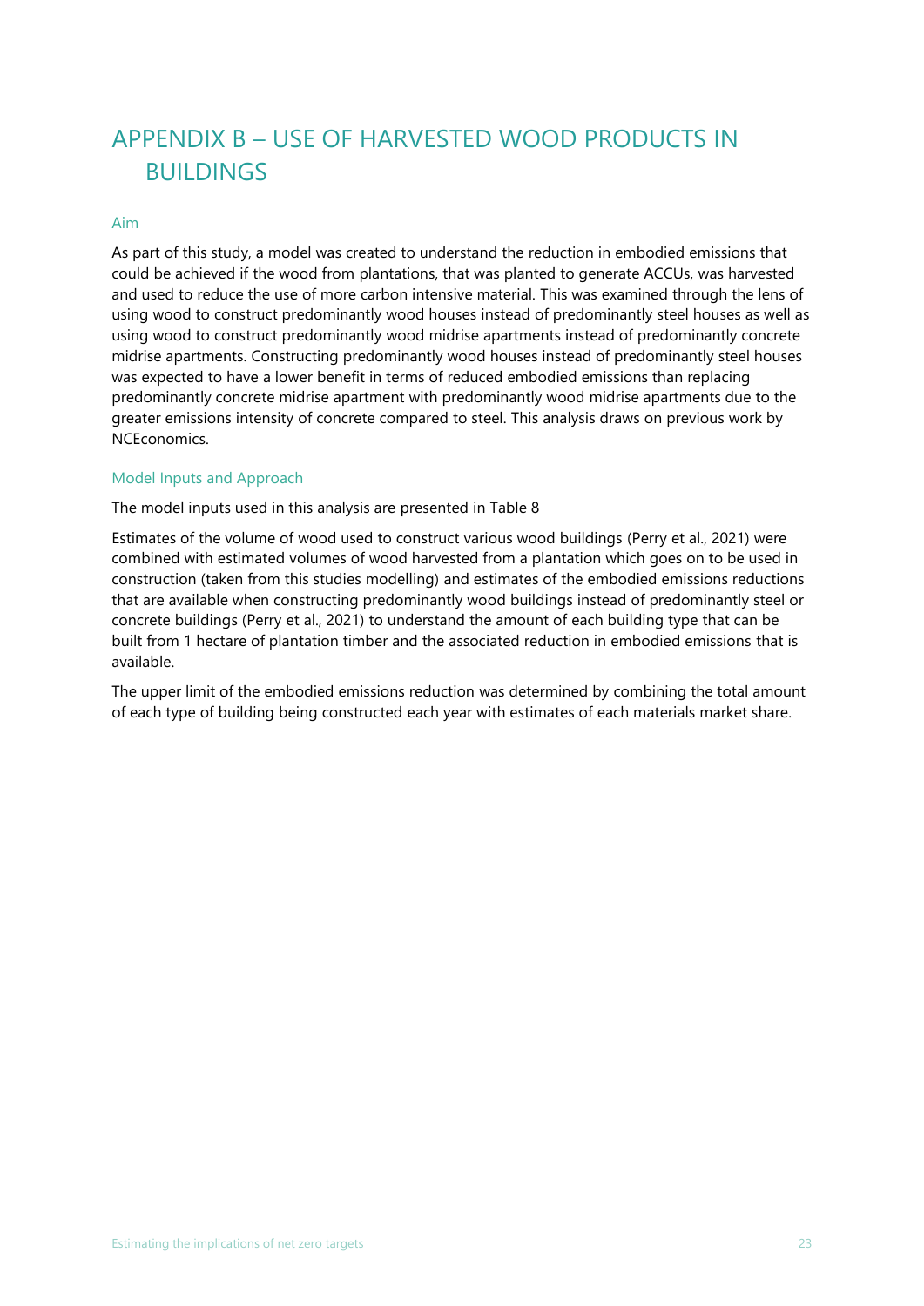# APPENDIX B – USE OF HARVESTED WOOD PRODUCTS IN BUILDINGS

## Aim

As part of this study, a model was created to understand the reduction in embodied emissions that could be achieved if the wood from plantations, that was planted to generate ACCUs, was harvested and used to reduce the use of more carbon intensive material. This was examined through the lens of using wood to construct predominantly wood houses instead of predominantly steel houses as well as using wood to construct predominantly wood midrise apartments instead of predominantly concrete midrise apartments. Constructing predominantly wood houses instead of predominantly steel houses was expected to have a lower benefit in terms of reduced embodied emissions than replacing predominantly concrete midrise apartment with predominantly wood midrise apartments due to the greater emissions intensity of concrete compared to steel. This analysis draws on previous work by NCEconomics.

## Model Inputs and Approach

The model inputs used in this analysis are presented in Table 8

Estimates of the volume of wood used to construct various wood buildings (Perry et al., 2021) were combined with estimated volumes of wood harvested from a plantation which goes on to be used in construction (taken from this studies modelling) and estimates of the embodied emissions reductions that are available when constructing predominantly wood buildings instead of predominantly steel or concrete buildings (Perry et al., 2021) to understand the amount of each building type that can be built from 1 hectare of plantation timber and the associated reduction in embodied emissions that is available.

The upper limit of the embodied emissions reduction was determined by combining the total amount of each type of building being constructed each year with estimates of each materials market share.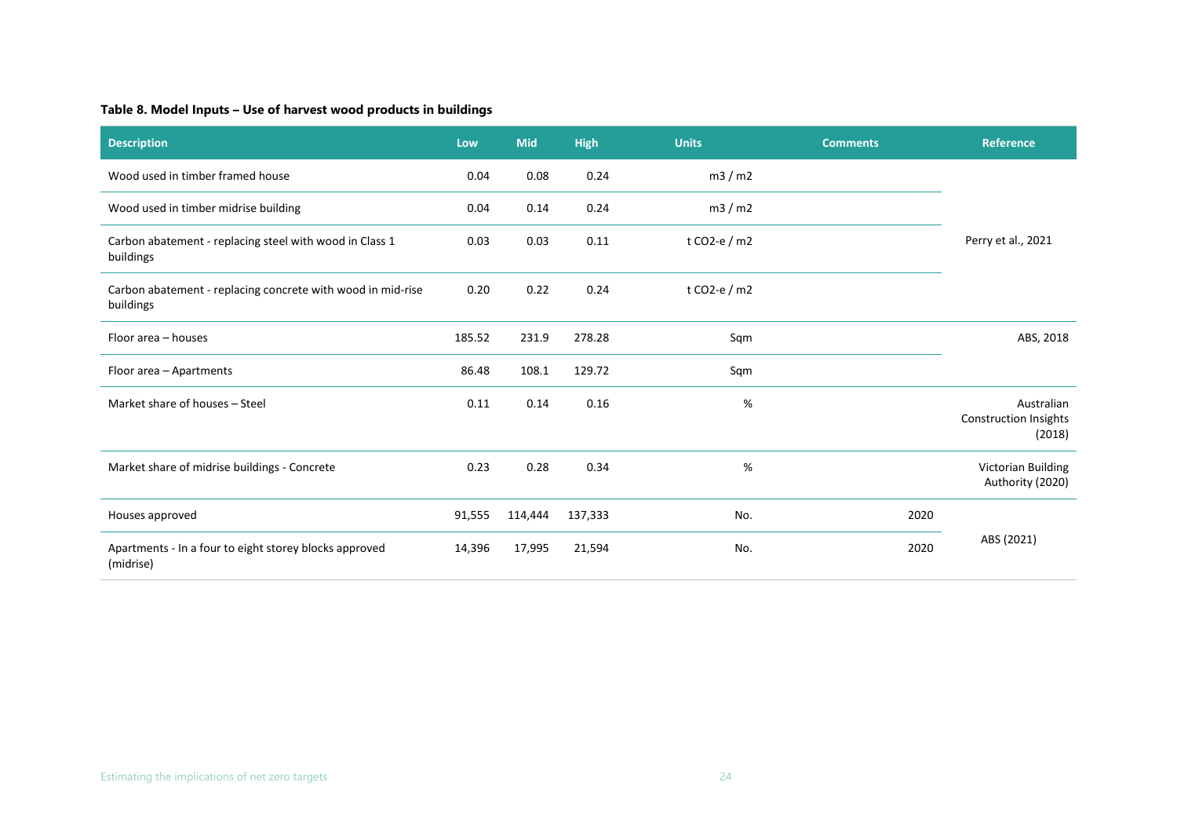**Table 8. Model Inputs – Use of harvest wood products in buildings**

| Description | Low | Mid | High | Units | Comments | Reference |
|---|---|---|---|---|---|---|
| Wood used in timber framed house | 0.04 | 0.08 | 0.24 | m3 / m2 | | Perry et al., 2021 |
| Wood used in timber midrise building | 0.04 | 0.14 | 0.24 | m3 / m2 | | |
| Carbon abatement - replacing steel with wood in Class 1 buildings | 0.03 | 0.03 | 0.11 | t CO2-e / m2 | | |
| Carbon abatement - replacing concrete with wood in mid-rise buildings | 0.20 | 0.22 | 0.24 | t CO2-e / m2 | | |
| Floor area – houses | 185.52 | 231.9 | 278.28 | Sqm | | ABS, 2018 |
| Floor area – Apartments | 86.48 | 108.1 | 129.72 | Sqm | | |
| Market share of houses – Steel | 0.11 | 0.14 | 0.16 | % | | Australian Construction Insights (2018) |
| Market share of midrise buildings - Concrete | 0.23 | 0.28 | 0.34 | % | | Victorian Building Authority (2020) |
| Houses approved | 91,555 | 114,444 | 137,333 | No. | 2020 | ABS (2021) |
| Apartments - In a four to eight storey blocks approved (midrise) | 14,396 | 17,995 | 21,594 | No. | 2020 | |